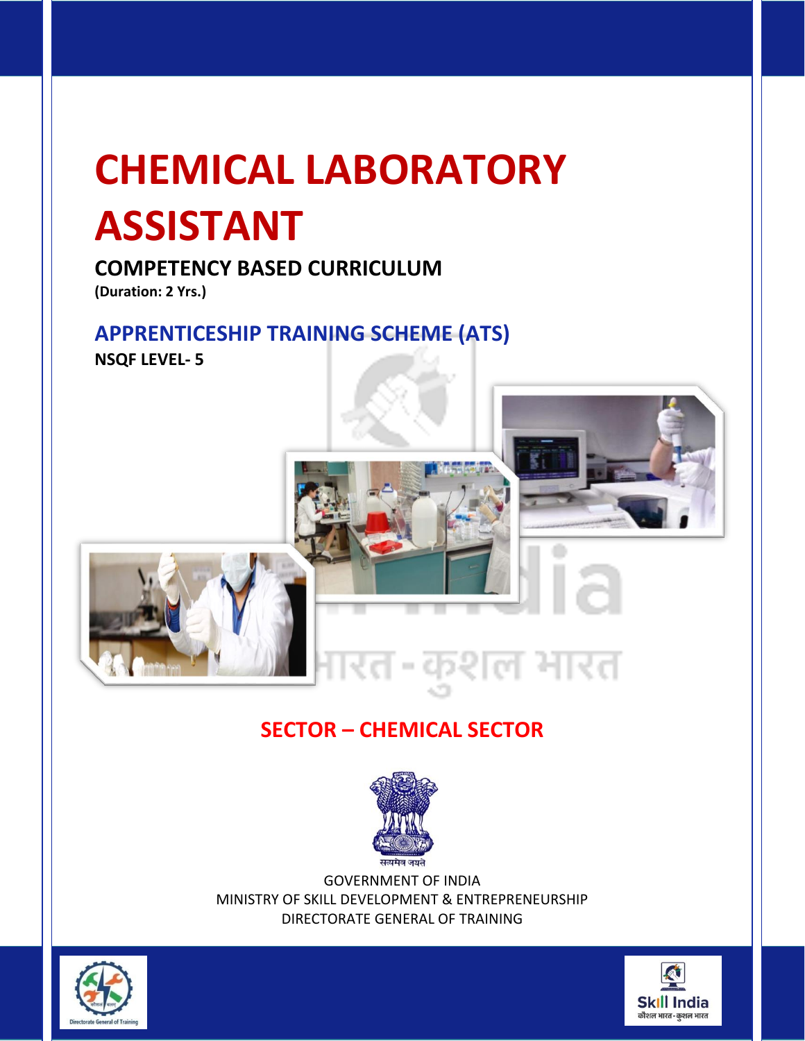# CHEMICAL LABORATORY ASSISTANT

## COMPETENCY BASED CURRICULUM

**(Duration: 2 Yrs.)**

## APPRENTICESHIP TRAINING SCHEME (ATS)

**NSQF LEVEL- 5**

## SECTOR – CHEMICAL SECTOR

GOVERNMENT OF INDIA

MINISTRY OF SKILL DEVELOPMENT & ENTREPRENEURSHIP

DIRECTORATE GENERAL OF TRAINING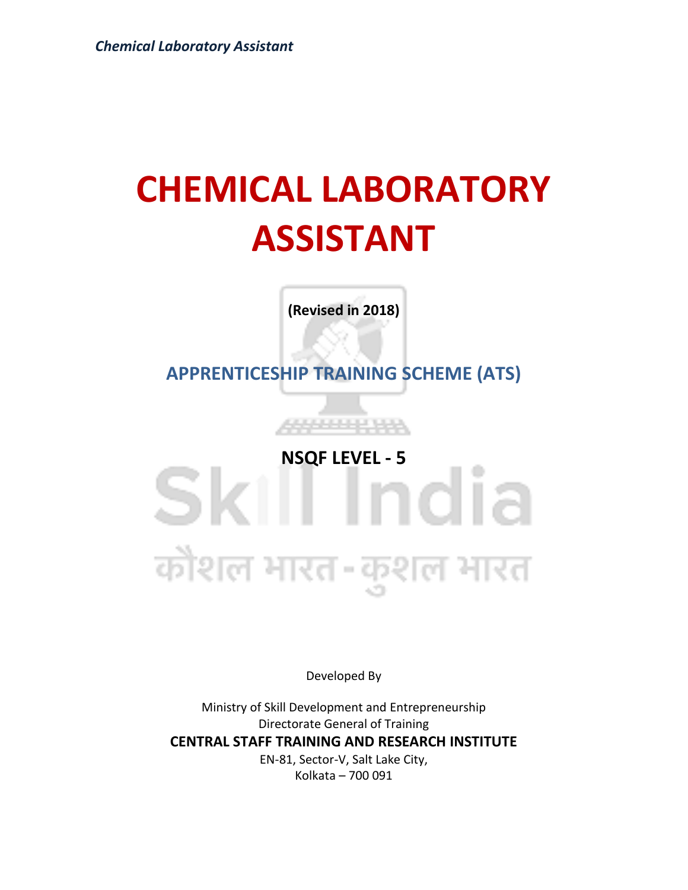# CHEMICAL LABORATORY ASSISTANT

**(Revised in 2018)**

## APPRENTICESHIP TRAINING SCHEME (ATS)

**NSQF LEVEL - 5**

Developed By

Ministry of Skill Development and Entrepreneurship

Directorate General of Training

**CENTRAL STAFF TRAINING AND RESEARCH INSTITUTE**

EN-81, Sector-V, Salt Lake City,

Kolkata – 700 091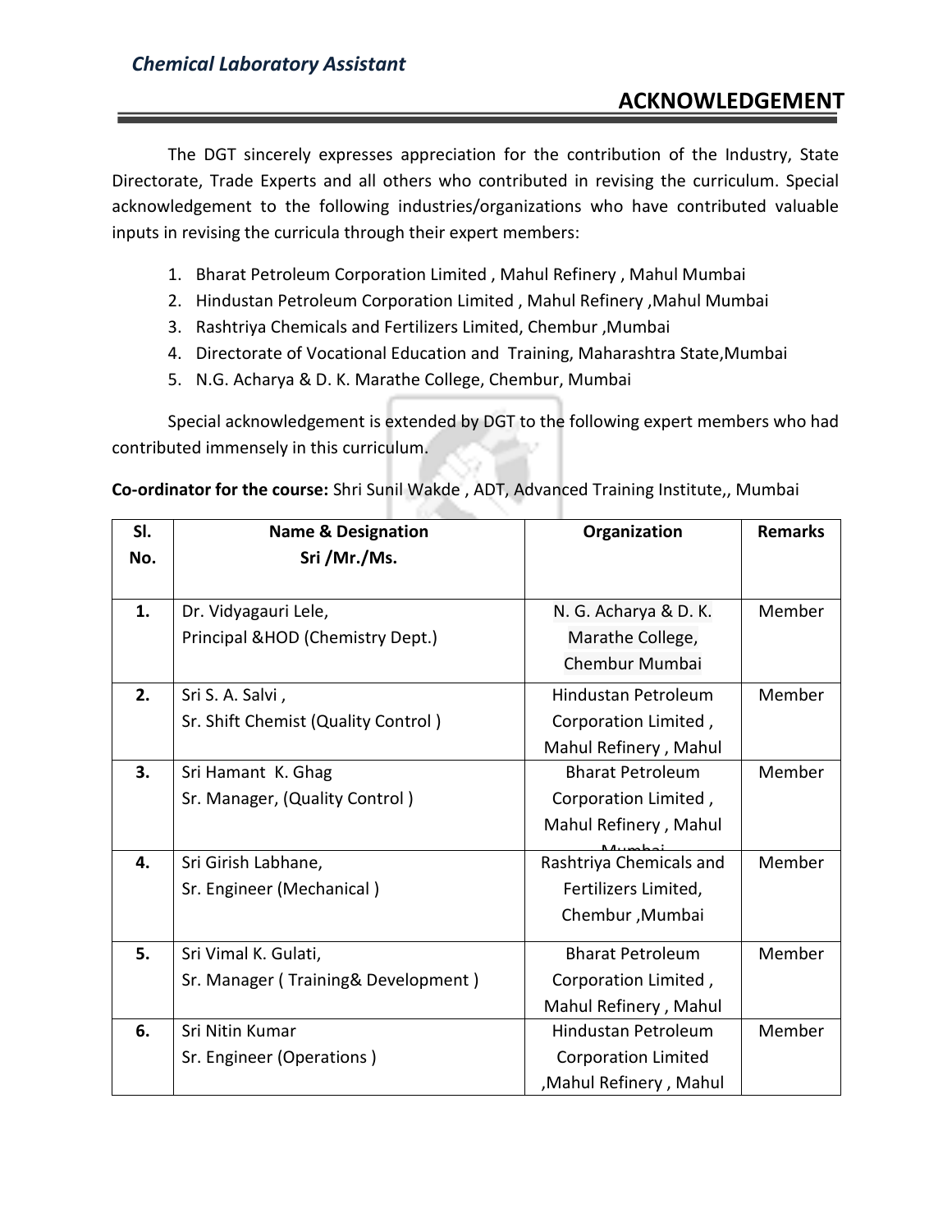## ACKNOWLEDGEMENT

The DGT sincerely expresses appreciation for the contribution of the Industry, State Directorate, Trade Experts and all others who contributed in revising the curriculum. Special acknowledgement to the following industries/organizations who have contributed valuable inputs in revising the curricula through their expert members:

1. Bharat Petroleum Corporation Limited , Mahul Refinery , Mahul Mumbai
2. Hindustan Petroleum Corporation Limited , Mahul Refinery ,Mahul Mumbai
3. Rashtriya Chemicals and Fertilizers Limited, Chembur ,Mumbai
4. Directorate of Vocational Education and Training, Maharashtra State,Mumbai
5. N.G. Acharya & D. K. Marathe College, Chembur, Mumbai

Special acknowledgement is extended by DGT to the following expert members who had contributed immensely in this curriculum.

**Co-ordinator for the course:** Shri Sunil Wakde , ADT, Advanced Training Institute,, Mumbai

| Sl. No. | Name & Designation Sri /Mr./Ms. | Organization | Remarks |
|---|---|---|---|
| 1. | Dr. Vidyagauri Lele,<br>Principal &HOD (Chemistry Dept.) | N. G. Acharya & D. K. Marathe College, Chembur Mumbai | Member |
| 2. | Sri S. A. Salvi ,<br>Sr. Shift Chemist (Quality Control ) | Hindustan Petroleum Corporation Limited , Mahul Refinery , Mahul | Member |
| 3. | Sri Hamant K. Ghag<br>Sr. Manager, (Quality Control ) | Bharat Petroleum Corporation Limited , Mahul Refinery , Mahul Mumbai | Member |
| 4. | Sri Girish Labhane,<br>Sr. Engineer (Mechanical ) | Rashtriya Chemicals and Fertilizers Limited, Chembur ,Mumbai | Member |
| 5. | Sri Vimal K. Gulati,<br>Sr. Manager ( Training& Development ) | Bharat Petroleum Corporation Limited , Mahul Refinery , Mahul | Member |
| 6. | Sri Nitin Kumar<br>Sr. Engineer (Operations ) | Hindustan Petroleum Corporation Limited ,Mahul Refinery , Mahul | Member |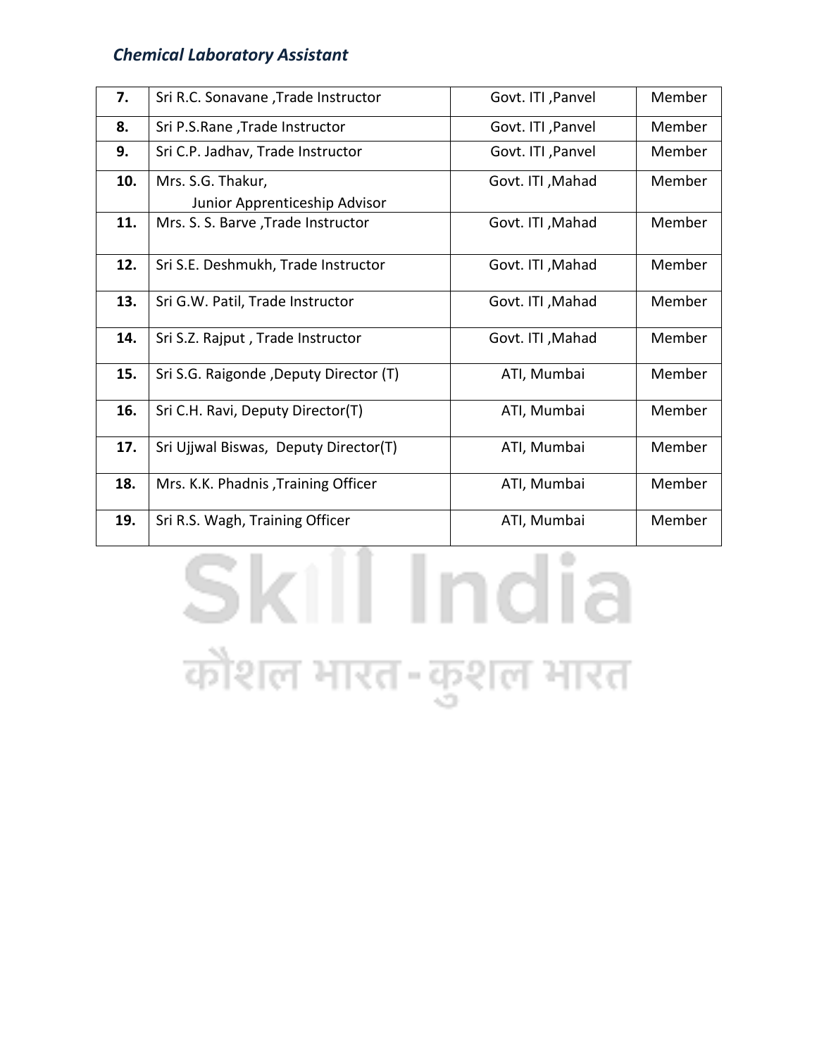| 7. | Sri R.C. Sonavane ,Trade Instructor | Govt. ITI ,Panvel | Member |
|---|---|---|---|
| 8. | Sri P.S.Rane ,Trade Instructor | Govt. ITI ,Panvel | Member |
| 9. | Sri C.P. Jadhav, Trade Instructor | Govt. ITI ,Panvel | Member |
| 10. | Mrs. S.G. Thakur, Junior Apprenticeship Advisor | Govt. ITI ,Mahad | Member |
| 11. | Mrs. S. S. Barve ,Trade Instructor | Govt. ITI ,Mahad | Member |
| 12. | Sri S.E. Deshmukh, Trade Instructor | Govt. ITI ,Mahad | Member |
| 13. | Sri G.W. Patil, Trade Instructor | Govt. ITI ,Mahad | Member |
| 14. | Sri S.Z. Rajput , Trade Instructor | Govt. ITI ,Mahad | Member |
| 15. | Sri S.G. Raigonde ,Deputy Director (T) | ATI, Mumbai | Member |
| 16. | Sri C.H. Ravi, Deputy Director(T) | ATI, Mumbai | Member |
| 17. | Sri Ujjwal Biswas, Deputy Director(T) | ATI, Mumbai | Member |
| 18. | Mrs. K.K. Phadnis ,Training Officer | ATI, Mumbai | Member |
| 19. | Sri R.S. Wagh, Training Officer | ATI, Mumbai | Member |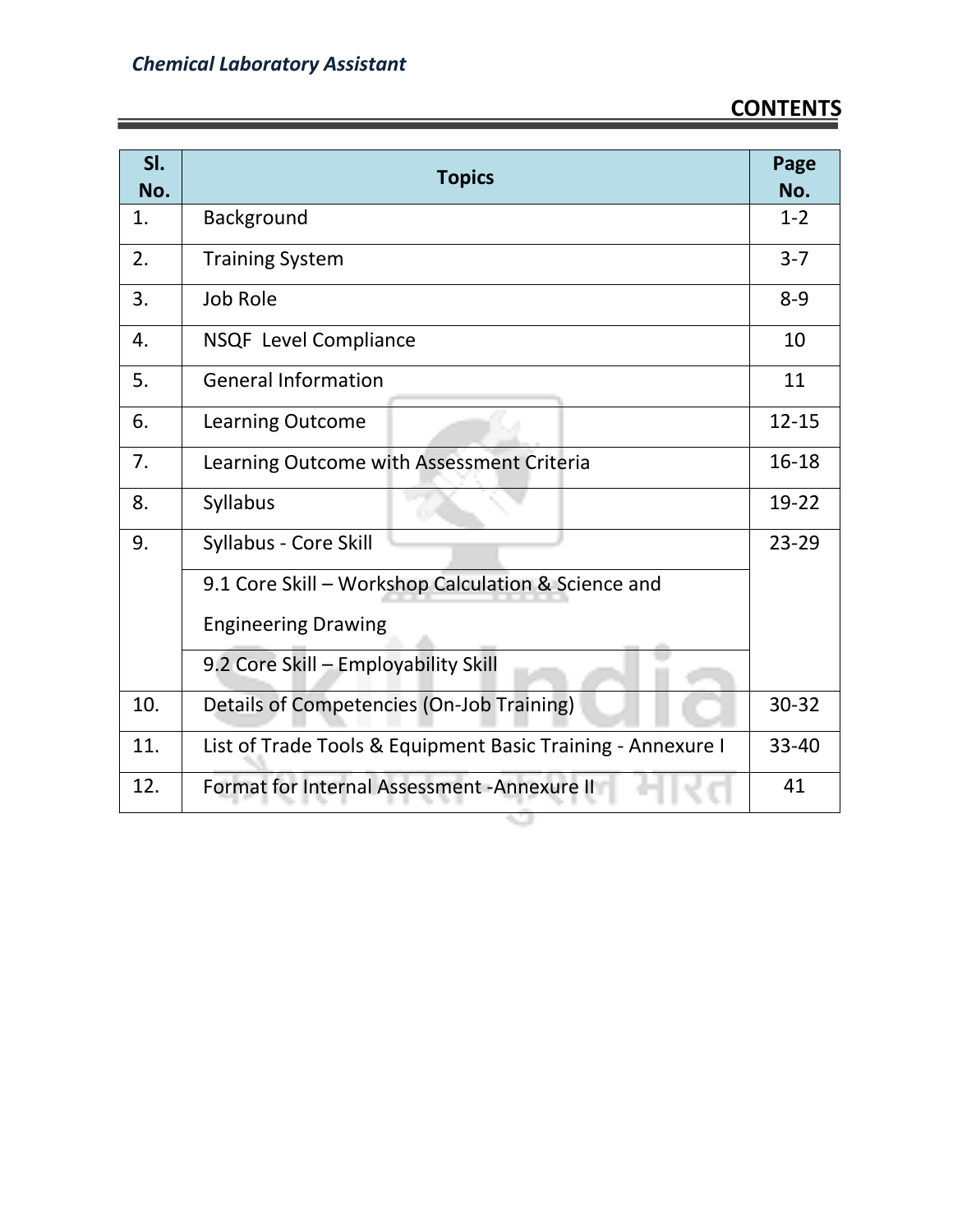# CONTENTS

| Sl. No. | Topics | Page No. |
|---|---|---|
| 1. | Background | 1-2 |
| 2. | Training System | 3-7 |
| 3. | Job Role | 8-9 |
| 4. | NSQF Level Compliance | 10 |
| 5. | General Information | 11 |
| 6. | Learning Outcome | 12-15 |
| 7. | Learning Outcome with Assessment Criteria | 16-18 |
| 8. | Syllabus | 19-22 |
| 9. | Syllabus - Core Skill | 23-29 |
| | 9.1 Core Skill – Workshop Calculation & Science and Engineering Drawing | |
| | 9.2 Core Skill – Employability Skill | |
| 10. | Details of Competencies (On-Job Training) | 30-32 |
| 11. | List of Trade Tools & Equipment Basic Training - Annexure I | 33-40 |
| 12. | Format for Internal Assessment -Annexure II | 41 |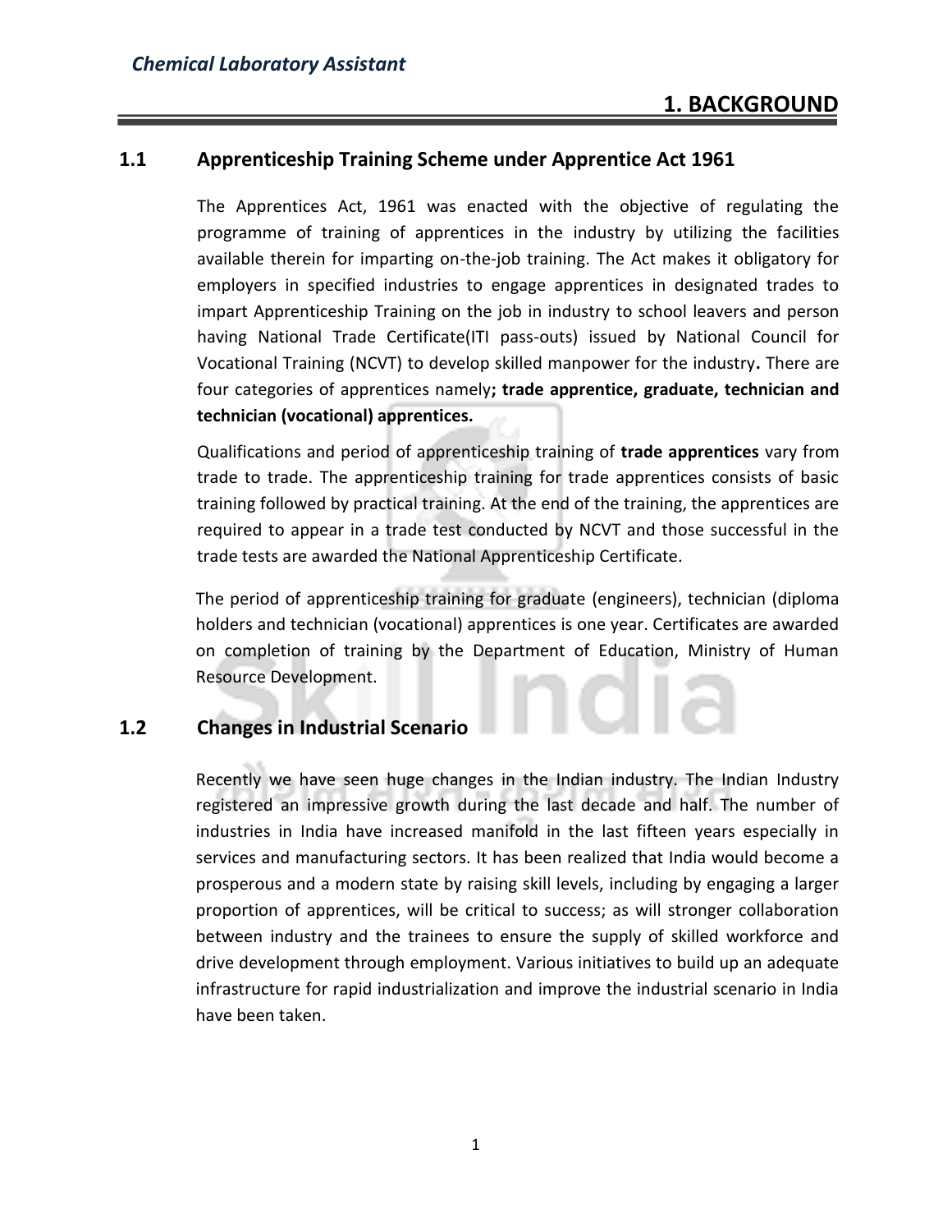# 1. BACKGROUND

## 1.1 Apprenticeship Training Scheme under Apprentice Act 1961

The Apprentices Act, 1961 was enacted with the objective of regulating the programme of training of apprentices in the industry by utilizing the facilities available therein for imparting on-the-job training. The Act makes it obligatory for employers in specified industries to engage apprentices in designated trades to impart Apprenticeship Training on the job in industry to school leavers and person having National Trade Certificate(ITI pass-outs) issued by National Council for Vocational Training (NCVT) to develop skilled manpower for the industry**.** There are four categories of apprentices namely**; trade apprentice, graduate, technician and technician (vocational) apprentices.**

Qualifications and period of apprenticeship training of **trade apprentices** vary from trade to trade. The apprenticeship training for trade apprentices consists of basic training followed by practical training. At the end of the training, the apprentices are required to appear in a trade test conducted by NCVT and those successful in the trade tests are awarded the National Apprenticeship Certificate.

The period of apprenticeship training for graduate (engineers), technician (diploma holders and technician (vocational) apprentices is one year. Certificates are awarded on completion of training by the Department of Education, Ministry of Human Resource Development.

## 1.2 Changes in Industrial Scenario

Recently we have seen huge changes in the Indian industry. The Indian Industry registered an impressive growth during the last decade and half. The number of industries in India have increased manifold in the last fifteen years especially in services and manufacturing sectors. It has been realized that India would become a prosperous and a modern state by raising skill levels, including by engaging a larger proportion of apprentices, will be critical to success; as will stronger collaboration between industry and the trainees to ensure the supply of skilled workforce and drive development through employment. Various initiatives to build up an adequate infrastructure for rapid industrialization and improve the industrial scenario in India have been taken.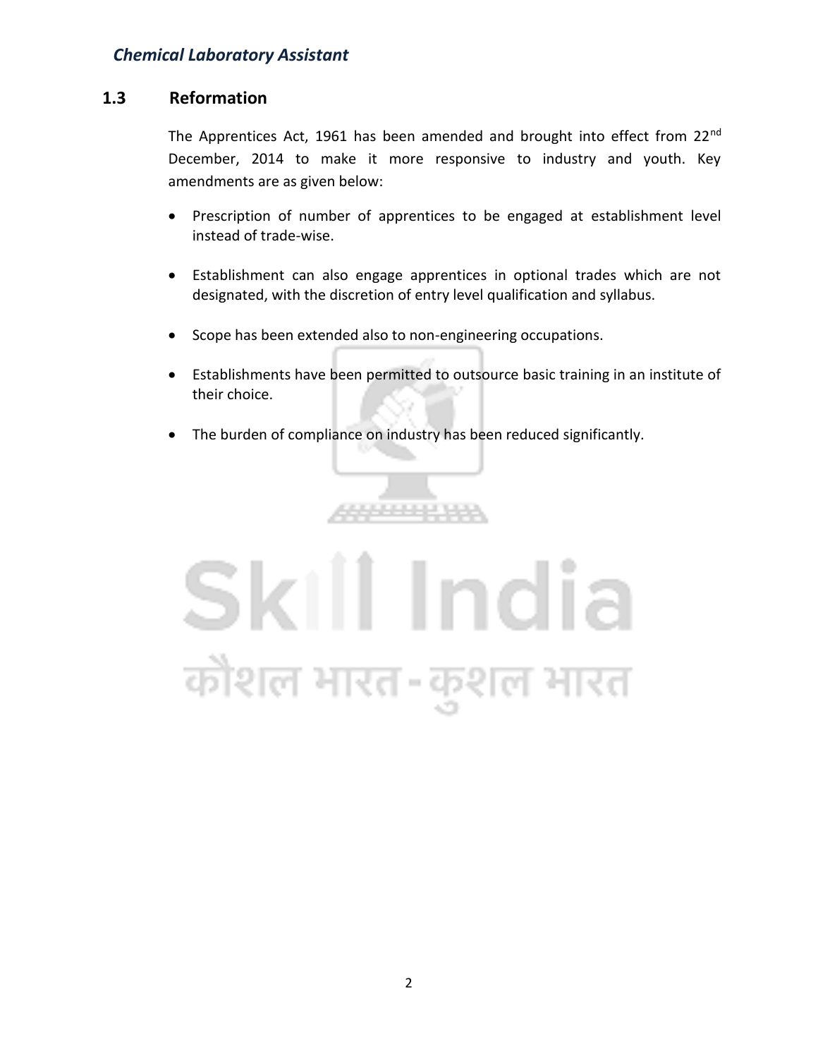## 1.3 Reformation

The Apprentices Act, 1961 has been amended and brought into effect from 22nd December, 2014 to make it more responsive to industry and youth. Key amendments are as given below:

- Prescription of number of apprentices to be engaged at establishment level instead of trade-wise.
- Establishment can also engage apprentices in optional trades which are not designated, with the discretion of entry level qualification and syllabus.
- Scope has been extended also to non-engineering occupations.
- Establishments have been permitted to outsource basic training in an institute of their choice.
- The burden of compliance on industry has been reduced significantly.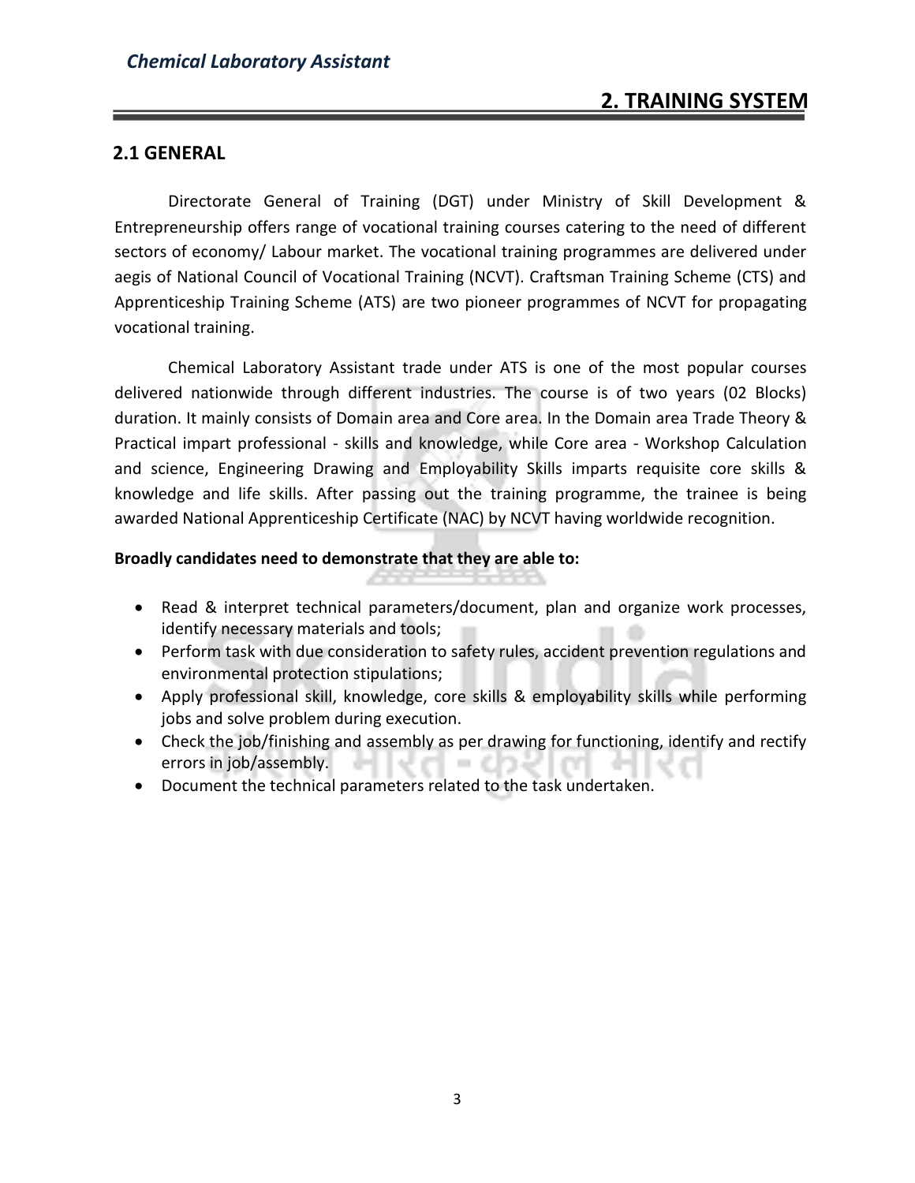## 2. TRAINING SYSTEM

### 2.1 GENERAL

Directorate General of Training (DGT) under Ministry of Skill Development & Entrepreneurship offers range of vocational training courses catering to the need of different sectors of economy/ Labour market. The vocational training programmes are delivered under aegis of National Council of Vocational Training (NCVT). Craftsman Training Scheme (CTS) and Apprenticeship Training Scheme (ATS) are two pioneer programmes of NCVT for propagating vocational training.

Chemical Laboratory Assistant trade under ATS is one of the most popular courses delivered nationwide through different industries. The course is of two years (02 Blocks) duration. It mainly consists of Domain area and Core area. In the Domain area Trade Theory & Practical impart professional - skills and knowledge, while Core area - Workshop Calculation and science, Engineering Drawing and Employability Skills imparts requisite core skills & knowledge and life skills. After passing out the training programme, the trainee is being awarded National Apprenticeship Certificate (NAC) by NCVT having worldwide recognition.

**Broadly candidates need to demonstrate that they are able to:**

- Read & interpret technical parameters/document, plan and organize work processes, identify necessary materials and tools;
- Perform task with due consideration to safety rules, accident prevention regulations and environmental protection stipulations;
- Apply professional skill, knowledge, core skills & employability skills while performing jobs and solve problem during execution.
- Check the job/finishing and assembly as per drawing for functioning, identify and rectify errors in job/assembly.
- Document the technical parameters related to the task undertaken.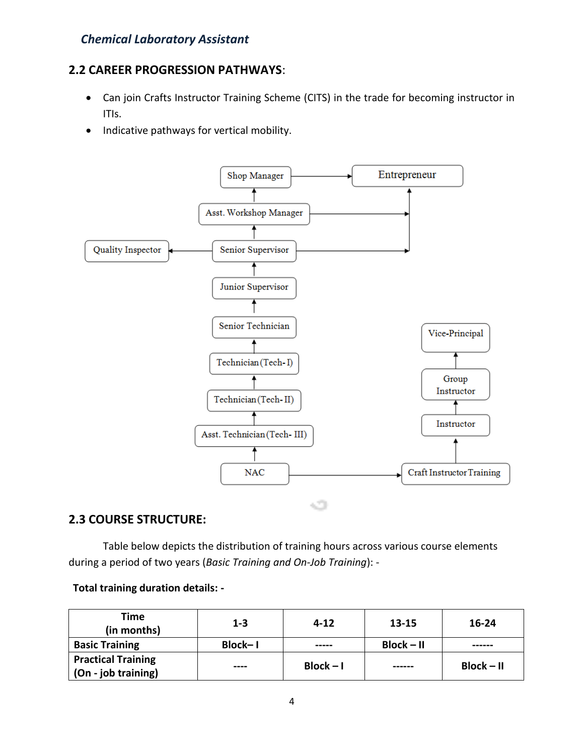## 2.2 CAREER PROGRESSION PATHWAYS:

- Can join Crafts Instructor Training Scheme (CITS) in the trade for becoming instructor in ITIs.
- Indicative pathways for vertical mobility.

```
Shop Manager ──────────────────────────────► Entrepreneur
     ▲                                            ▲
Asst. Workshop Manager ───────────────────────────┤
     ▲                                            │
Quality Inspector ◄── Senior Supervisor ──────────┘
                           ▲
                    Junior Supervisor
                           ▲
                    Senior Technician                 Vice-Principal
                           ▲                                ▲
                  Technician (Tech- I)               Group Instructor
                           ▲                                ▲
                  Technician (Tech- II)                 Instructor
                           ▲                                ▲
               Asst. Technician (Tech- III)                 │
                           ▲                                │
                          NAC ─────────────────► Craft Instructor Training
```

## 2.3 COURSE STRUCTURE:

Table below depicts the distribution of training hours across various course elements during a period of two years (*Basic Training and On-Job Training*): -

**Total training duration details: -**

| Time (in months) | 1-3 | 4-12 | 13-15 | 16-24 |
|---|---|---|---|---|
| **Basic Training** | **Block– I** | ----- | **Block – II** | ------ |
| **Practical Training (On - job training)** | ---- | **Block – I** | ------ | **Block – II** |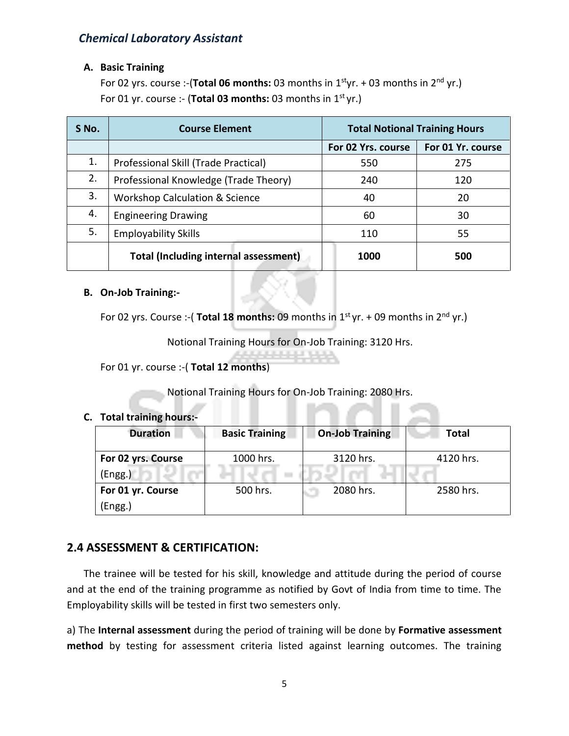*Chemical Laboratory Assistant*

**A. Basic Training**

For 02 yrs. course :-(**Total 06 months:** 03 months in 1st yr. + 03 months in 2nd yr.)

For 01 yr. course :- (**Total 03 months:** 03 months in 1st yr.)

| S No. | Course Element | Total Notional Training Hours | |
|---|---|---|---|
| | | For 02 Yrs. course | For 01 Yr. course |
| 1. | Professional Skill (Trade Practical) | 550 | 275 |
| 2. | Professional Knowledge (Trade Theory) | 240 | 120 |
| 3. | Workshop Calculation & Science | 40 | 20 |
| 4. | Engineering Drawing | 60 | 30 |
| 5. | Employability Skills | 110 | 55 |
| | **Total (Including internal assessment)** | **1000** | **500** |

**B. On-Job Training:-**

For 02 yrs. Course :-( **Total 18 months:** 09 months in 1st yr. + 09 months in 2nd yr.)

Notional Training Hours for On-Job Training: 3120 Hrs.

For 01 yr. course :-( **Total 12 months**)

Notional Training Hours for On-Job Training: 2080 Hrs.

**C. Total training hours:-**

| Duration | Basic Training | On-Job Training | Total |
|---|---|---|---|
| **For 02 yrs. Course** (Engg.) | 1000 hrs. | 3120 hrs. | 4120 hrs. |
| **For 01 yr. Course** (Engg.) | 500 hrs. | 2080 hrs. | 2580 hrs. |

## 2.4 ASSESSMENT & CERTIFICATION:

The trainee will be tested for his skill, knowledge and attitude during the period of course and at the end of the training programme as notified by Govt of India from time to time. The Employability skills will be tested in first two semesters only.

a) The **Internal assessment** during the period of training will be done by **Formative assessment method** by testing for assessment criteria listed against learning outcomes. The training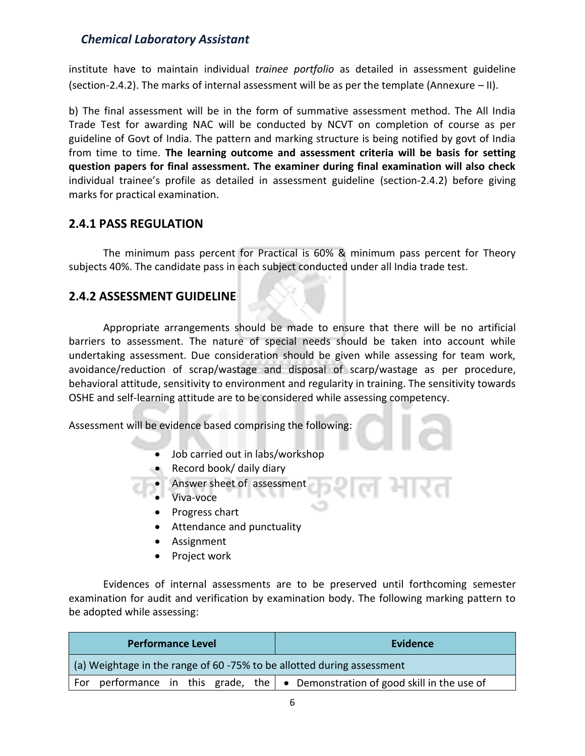institute have to maintain individual *trainee portfolio* as detailed in assessment guideline (section-2.4.2). The marks of internal assessment will be as per the template (Annexure – II).

b) The final assessment will be in the form of summative assessment method. The All India Trade Test for awarding NAC will be conducted by NCVT on completion of course as per guideline of Govt of India. The pattern and marking structure is being notified by govt of India from time to time. **The learning outcome and assessment criteria will be basis for setting question papers for final assessment. The examiner during final examination will also check** individual trainee's profile as detailed in assessment guideline (section-2.4.2) before giving marks for practical examination.

## 2.4.1 PASS REGULATION

The minimum pass percent for Practical is 60% & minimum pass percent for Theory subjects 40%. The candidate pass in each subject conducted under all India trade test.

## 2.4.2 ASSESSMENT GUIDELINE

Appropriate arrangements should be made to ensure that there will be no artificial barriers to assessment. The nature of special needs should be taken into account while undertaking assessment. Due consideration should be given while assessing for team work, avoidance/reduction of scrap/wastage and disposal of scarp/wastage as per procedure, behavioral attitude, sensitivity to environment and regularity in training. The sensitivity towards OSHE and self-learning attitude are to be considered while assessing competency.

Assessment will be evidence based comprising the following:

- Job carried out in labs/workshop
- Record book/ daily diary
- Answer sheet of assessment
- Viva-voce
- Progress chart
- Attendance and punctuality
- Assignment
- Project work

Evidences of internal assessments are to be preserved until forthcoming semester examination for audit and verification by examination body. The following marking pattern to be adopted while assessing:

| Performance Level | Evidence |
|---|---|
| (a) Weightage in the range of 60 -75% to be allotted during assessment | |
| For performance in this grade, the | • Demonstration of good skill in the use of |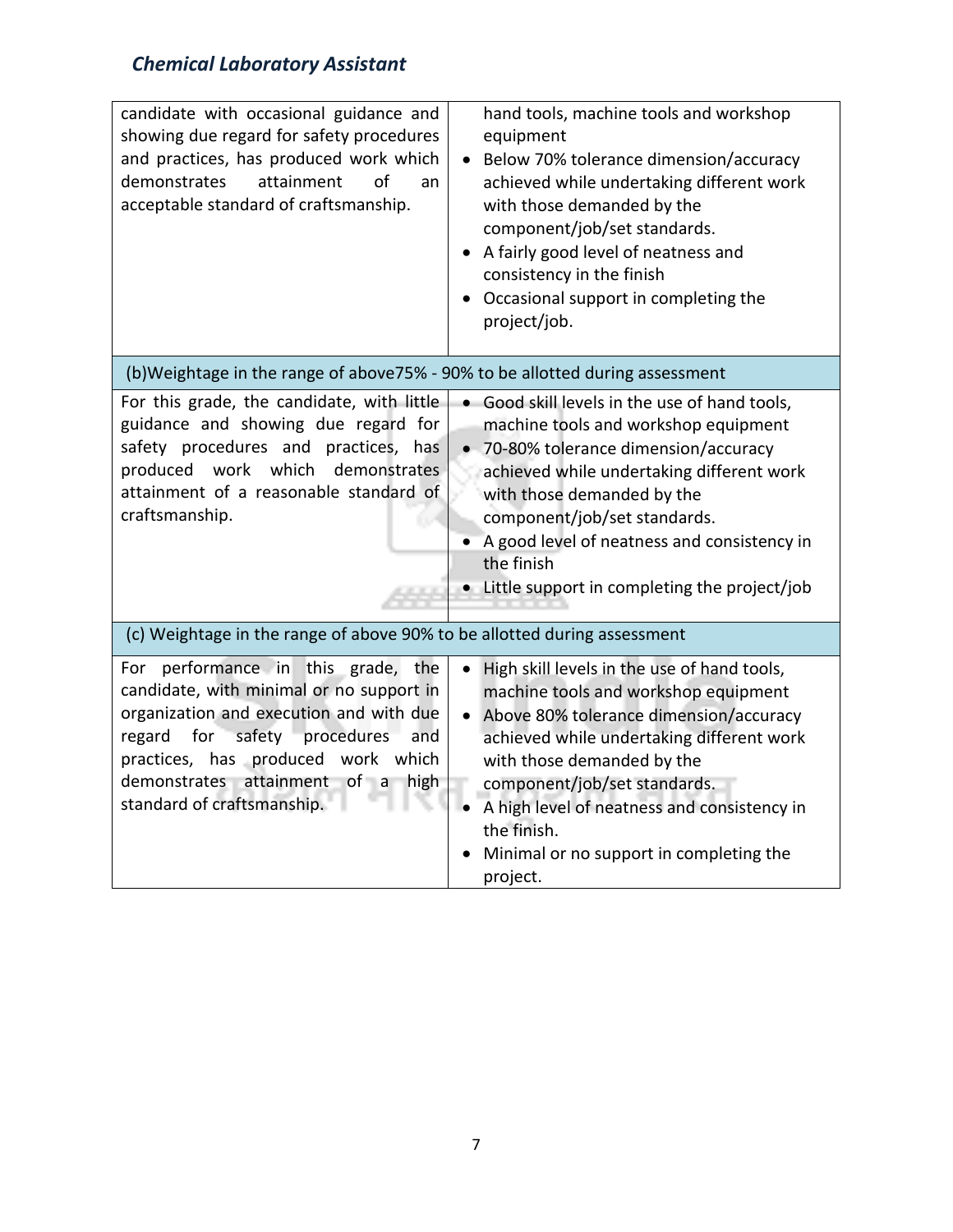| | |
|---|---|
| candidate with occasional guidance and showing due regard for safety procedures and practices, has produced work which demonstrates attainment of an acceptable standard of craftsmanship. | hand tools, machine tools and workshop equipment<br>• Below 70% tolerance dimension/accuracy achieved while undertaking different work with those demanded by the component/job/set standards.<br>• A fairly good level of neatness and consistency in the finish<br>• Occasional support in completing the project/job. |
| (b)Weightage in the range of above75% - 90% to be allotted during assessment | |
| For this grade, the candidate, with little guidance and showing due regard for safety procedures and practices, has produced work which demonstrates attainment of a reasonable standard of craftsmanship. | • Good skill levels in the use of hand tools, machine tools and workshop equipment<br>• 70-80% tolerance dimension/accuracy achieved while undertaking different work with those demanded by the component/job/set standards.<br>• A good level of neatness and consistency in the finish<br>• Little support in completing the project/job |
| (c) Weightage in the range of above 90% to be allotted during assessment | |
| For performance in this grade, the candidate, with minimal or no support in organization and execution and with due regard for safety procedures and practices, has produced work which demonstrates attainment of a high standard of craftsmanship. | • High skill levels in the use of hand tools, machine tools and workshop equipment<br>• Above 80% tolerance dimension/accuracy achieved while undertaking different work with those demanded by the component/job/set standards.<br>• A high level of neatness and consistency in the finish.<br>• Minimal or no support in completing the project. |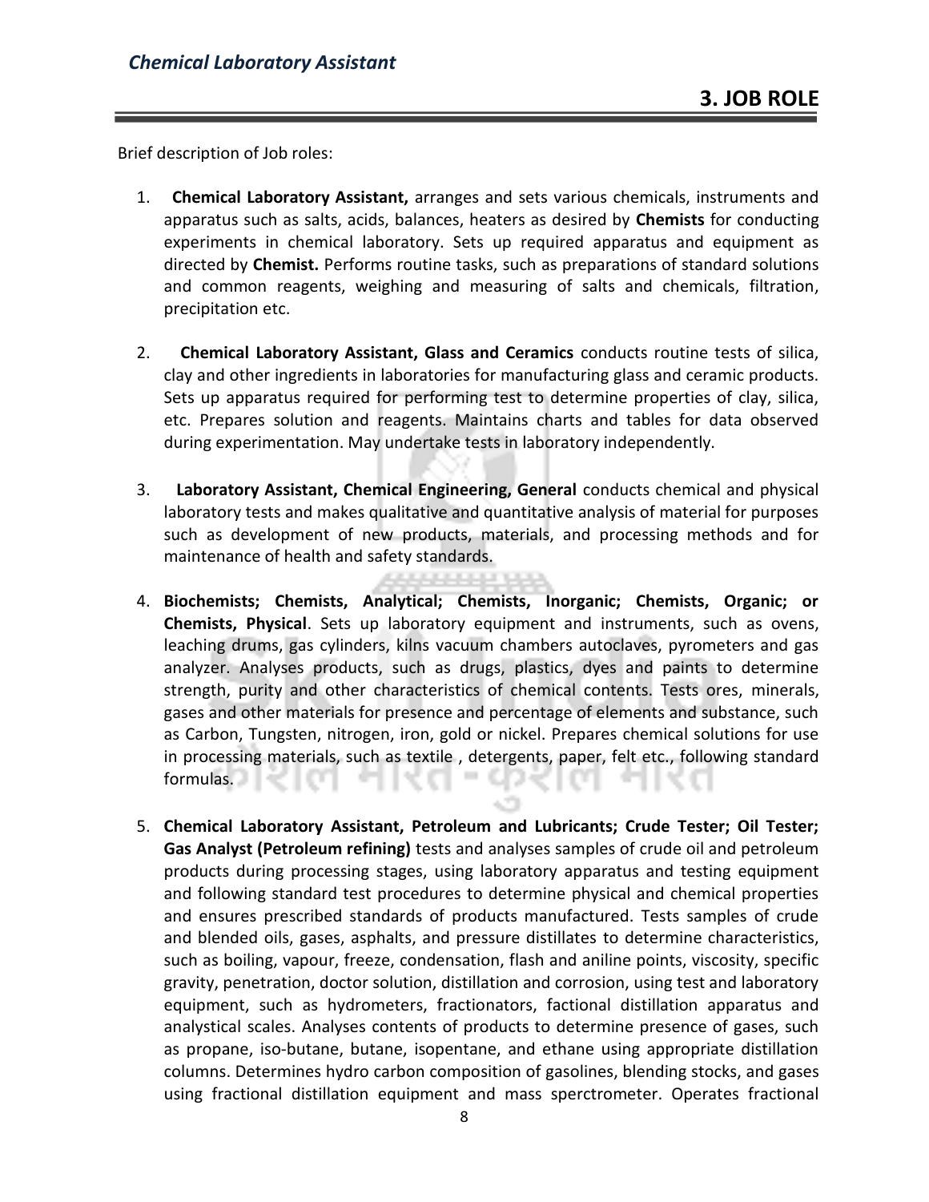## 3. JOB ROLE

Brief description of Job roles:

1. **Chemical Laboratory Assistant,** arranges and sets various chemicals, instruments and apparatus such as salts, acids, balances, heaters as desired by **Chemists** for conducting experiments in chemical laboratory. Sets up required apparatus and equipment as directed by **Chemist.** Performs routine tasks, such as preparations of standard solutions and common reagents, weighing and measuring of salts and chemicals, filtration, precipitation etc.

2. **Chemical Laboratory Assistant, Glass and Ceramics** conducts routine tests of silica, clay and other ingredients in laboratories for manufacturing glass and ceramic products. Sets up apparatus required for performing test to determine properties of clay, silica, etc. Prepares solution and reagents. Maintains charts and tables for data observed during experimentation. May undertake tests in laboratory independently.

3. **Laboratory Assistant, Chemical Engineering, General** conducts chemical and physical laboratory tests and makes qualitative and quantitative analysis of material for purposes such as development of new products, materials, and processing methods and for maintenance of health and safety standards.

4. **Biochemists; Chemists, Analytical; Chemists, Inorganic; Chemists, Organic; or Chemists, Physical**. Sets up laboratory equipment and instruments, such as ovens, leaching drums, gas cylinders, kilns vacuum chambers autoclaves, pyrometers and gas analyzer. Analyses products, such as drugs, plastics, dyes and paints to determine strength, purity and other characteristics of chemical contents. Tests ores, minerals, gases and other materials for presence and percentage of elements and substance, such as Carbon, Tungsten, nitrogen, iron, gold or nickel. Prepares chemical solutions for use in processing materials, such as textile , detergents, paper, felt etc., following standard formulas.

5. **Chemical Laboratory Assistant, Petroleum and Lubricants; Crude Tester; Oil Tester; Gas Analyst (Petroleum refining)** tests and analyses samples of crude oil and petroleum products during processing stages, using laboratory apparatus and testing equipment and following standard test procedures to determine physical and chemical properties and ensures prescribed standards of products manufactured. Tests samples of crude and blended oils, gases, asphalts, and pressure distillates to determine characteristics, such as boiling, vapour, freeze, condensation, flash and aniline points, viscosity, specific gravity, penetration, doctor solution, distillation and corrosion, using test and laboratory equipment, such as hydrometers, fractionators, factional distillation apparatus and analystical scales. Analyses contents of products to determine presence of gases, such as propane, iso-butane, butane, isopentane, and ethane using appropriate distillation columns. Determines hydro carbon composition of gasolines, blending stocks, and gases using fractional distillation equipment and mass sperctrometer. Operates fractional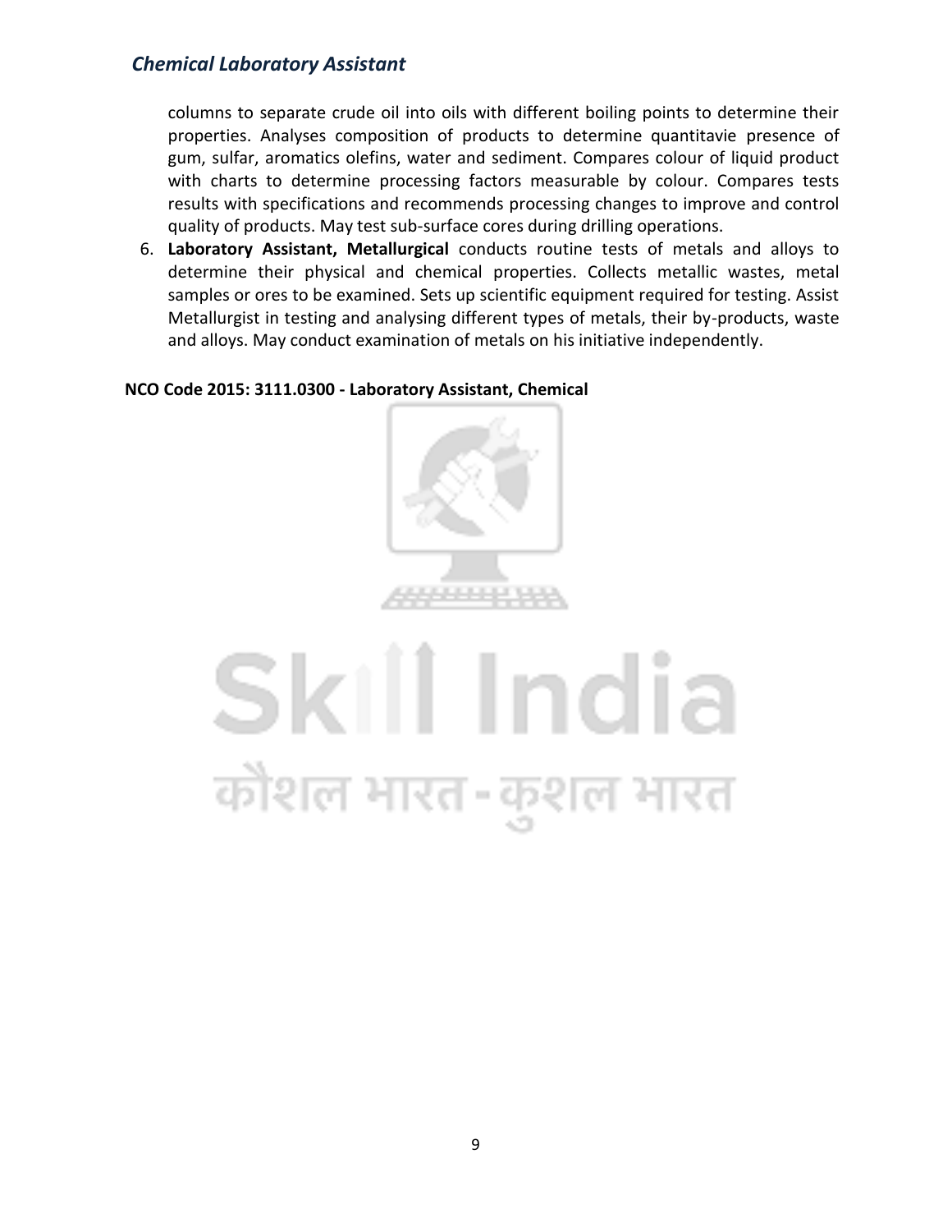columns to separate crude oil into oils with different boiling points to determine their properties. Analyses composition of products to determine quantitavie presence of gum, sulfar, aromatics olefins, water and sediment. Compares colour of liquid product with charts to determine processing factors measurable by colour. Compares tests results with specifications and recommends processing changes to improve and control quality of products. May test sub-surface cores during drilling operations.

6. **Laboratory Assistant, Metallurgical** conducts routine tests of metals and alloys to determine their physical and chemical properties. Collects metallic wastes, metal samples or ores to be examined. Sets up scientific equipment required for testing. Assist Metallurgist in testing and analysing different types of metals, their by-products, waste and alloys. May conduct examination of metals on his initiative independently.

**NCO Code 2015: 3111.0300 - Laboratory Assistant, Chemical**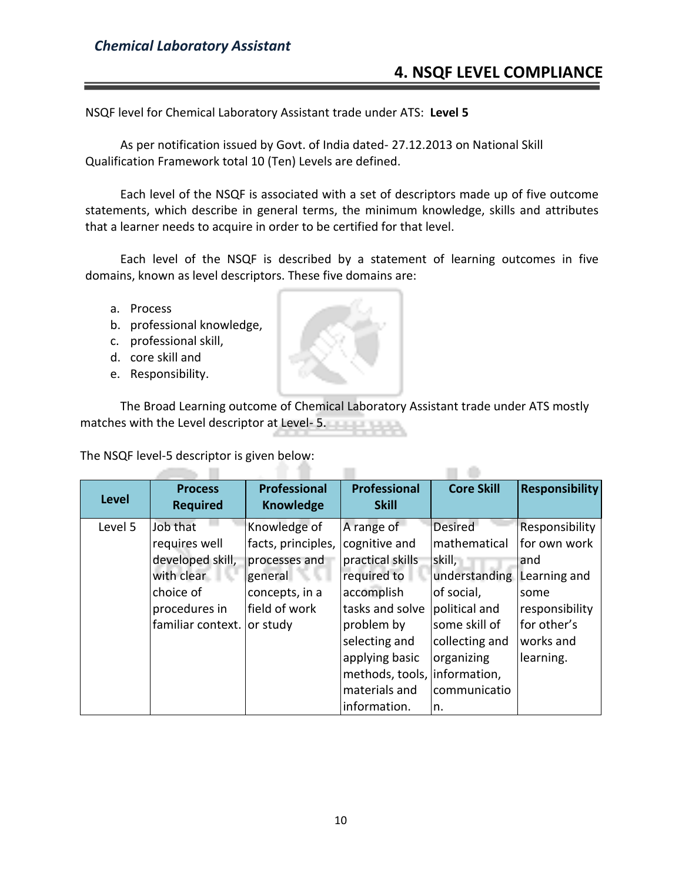## 4. NSQF LEVEL COMPLIANCE

NSQF level for Chemical Laboratory Assistant trade under ATS: **Level 5**

As per notification issued by Govt. of India dated- 27.12.2013 on National Skill Qualification Framework total 10 (Ten) Levels are defined.

Each level of the NSQF is associated with a set of descriptors made up of five outcome statements, which describe in general terms, the minimum knowledge, skills and attributes that a learner needs to acquire in order to be certified for that level.

Each level of the NSQF is described by a statement of learning outcomes in five domains, known as level descriptors. These five domains are:

a. Process
b. professional knowledge,
c. professional skill,
d. core skill and
e. Responsibility.

The Broad Learning outcome of Chemical Laboratory Assistant trade under ATS mostly matches with the Level descriptor at Level- 5.

The NSQF level-5 descriptor is given below:

| Level | Process Required | Professional Knowledge | Professional Skill | Core Skill | Responsibility |
|---|---|---|---|---|---|
| Level 5 | Job that requires well developed skill, with clear choice of procedures in familiar context. | Knowledge of facts, principles, processes and general concepts, in a field of work or study | A range of cognitive and practical skills required to accomplish tasks and solve problem by selecting and applying basic methods, tools, materials and information. | Desired mathematical skill, understanding of social, political and some skill of collecting and organizing information, communication. | Responsibility for own work and Learning and some responsibility for other's works and learning. |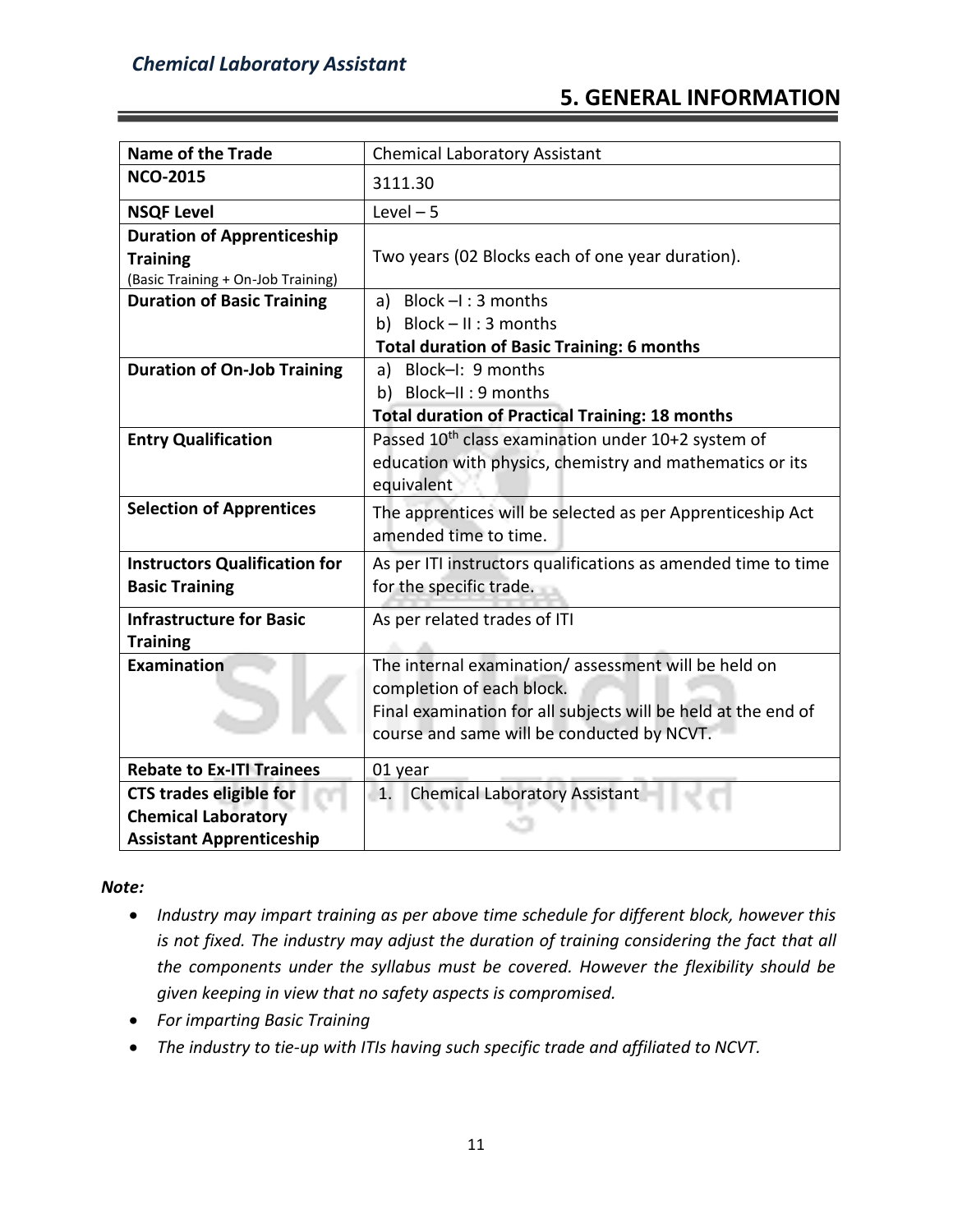## 5. GENERAL INFORMATION

| Name of the Trade | Chemical Laboratory Assistant |
| --- | --- |
| **NCO-2015** | 3111.30 |
| **NSQF Level** | Level – 5 |
| **Duration of Apprenticeship Training** (Basic Training + On-Job Training) | Two years (02 Blocks each of one year duration). |
| **Duration of Basic Training** | a) Block –I : 3 months<br>b) Block – II : 3 months<br>**Total duration of Basic Training: 6 months** |
| **Duration of On-Job Training** | a) Block–I: 9 months<br>b) Block–II : 9 months<br>**Total duration of Practical Training: 18 months** |
| **Entry Qualification** | Passed $10^{th}$ class examination under 10+2 system of education with physics, chemistry and mathematics or its equivalent |
| **Selection of Apprentices** | The apprentices will be selected as per Apprenticeship Act amended time to time. |
| **Instructors Qualification for Basic Training** | As per ITI instructors qualifications as amended time to time for the specific trade. |
| **Infrastructure for Basic Training** | As per related trades of ITI |
| **Examination** | The internal examination/ assessment will be held on completion of each block.<br>Final examination for all subjects will be held at the end of course and same will be conducted by NCVT. |
| **Rebate to Ex-ITI Trainees** | 01 year |
| **CTS trades eligible for Chemical Laboratory Assistant Apprenticeship** | 1. Chemical Laboratory Assistant |

***Note:***

- *Industry may impart training as per above time schedule for different block, however this is not fixed. The industry may adjust the duration of training considering the fact that all the components under the syllabus must be covered. However the flexibility should be given keeping in view that no safety aspects is compromised.*
- *For imparting Basic Training*
- *The industry to tie-up with ITIs having such specific trade and affiliated to NCVT.*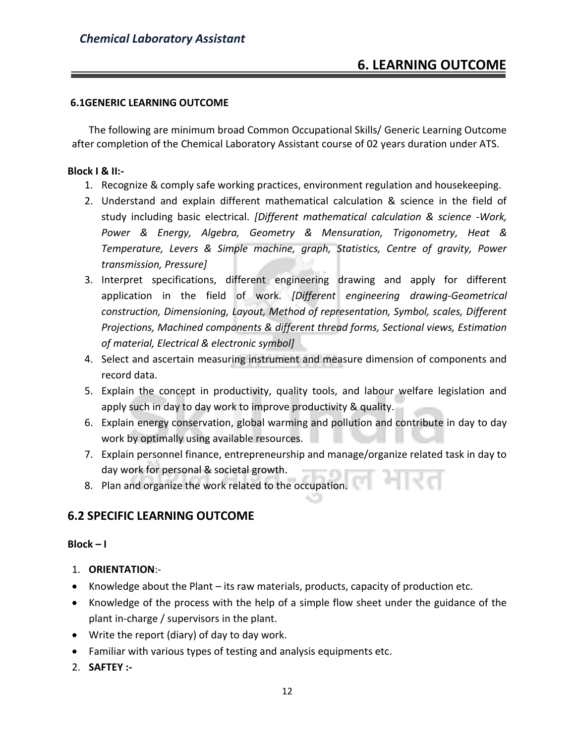## 6. LEARNING OUTCOME

**6.1GENERIC LEARNING OUTCOME**

The following are minimum broad Common Occupational Skills/ Generic Learning Outcome after completion of the Chemical Laboratory Assistant course of 02 years duration under ATS.

**Block I & II:-**

1. Recognize & comply safe working practices, environment regulation and housekeeping.
2. Understand and explain different mathematical calculation & science in the field of study including basic electrical. *[Different mathematical calculation & science -Work, Power & Energy, Algebra, Geometry & Mensuration, Trigonometry, Heat & Temperature, Levers & Simple machine, graph, Statistics, Centre of gravity, Power transmission, Pressure]*
3. Interpret specifications, different engineering drawing and apply for different application in the field of work. *[Different engineering drawing-Geometrical construction, Dimensioning, Layout, Method of representation, Symbol, scales, Different Projections, Machined components & different thread forms, Sectional views, Estimation of material, Electrical & electronic symbol]*
4. Select and ascertain measuring instrument and measure dimension of components and record data.
5. Explain the concept in productivity, quality tools, and labour welfare legislation and apply such in day to day work to improve productivity & quality.
6. Explain energy conservation, global warming and pollution and contribute in day to day work by optimally using available resources.
7. Explain personnel finance, entrepreneurship and manage/organize related task in day to day work for personal & societal growth.
8. Plan and organize the work related to the occupation.

## 6.2 SPECIFIC LEARNING OUTCOME

**Block – I**

1. **ORIENTATION**:-

- Knowledge about the Plant – its raw materials, products, capacity of production etc.
- Knowledge of the process with the help of a simple flow sheet under the guidance of the plant in-charge / supervisors in the plant.
- Write the report (diary) of day to day work.
- Familiar with various types of testing and analysis equipments etc.

2. **SAFTEY :-**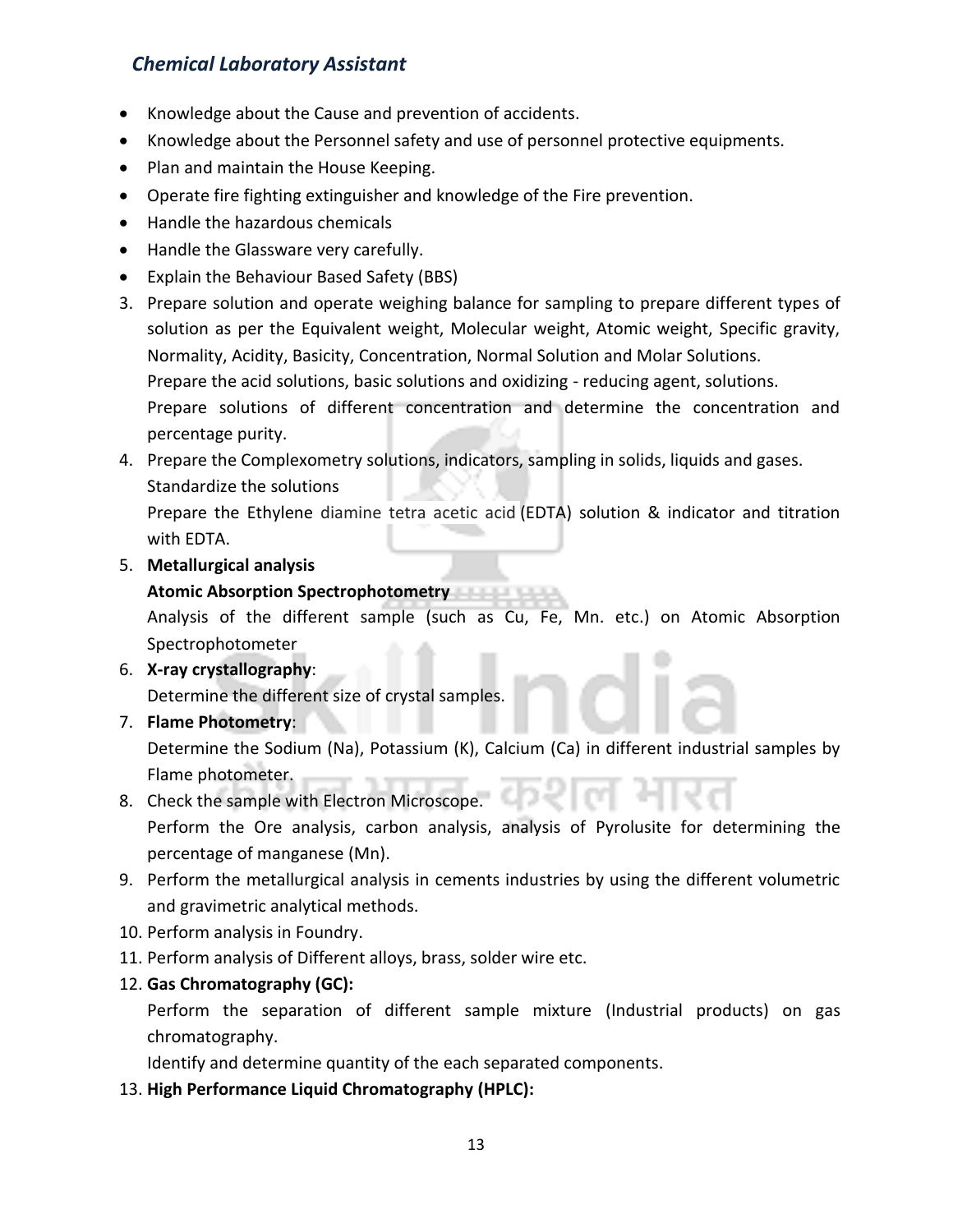- Knowledge about the Cause and prevention of accidents.
- Knowledge about the Personnel safety and use of personnel protective equipments.
- Plan and maintain the House Keeping.
- Operate fire fighting extinguisher and knowledge of the Fire prevention.
- Handle the hazardous chemicals
- Handle the Glassware very carefully.
- Explain the Behaviour Based Safety (BBS)

3. Prepare solution and operate weighing balance for sampling to prepare different types of solution as per the Equivalent weight, Molecular weight, Atomic weight, Specific gravity, Normality, Acidity, Basicity, Concentration, Normal Solution and Molar Solutions.
   Prepare the acid solutions, basic solutions and oxidizing - reducing agent, solutions.
   Prepare solutions of different concentration and determine the concentration and percentage purity.
4. Prepare the Complexometry solutions, indicators, sampling in solids, liquids and gases.
   Standardize the solutions
   Prepare the Ethylene diamine tetra acetic acid (EDTA) solution & indicator and titration with EDTA.
5. **Metallurgical analysis**
   **Atomic Absorption Spectrophotometry**
   Analysis of the different sample (such as Cu, Fe, Mn. etc.) on Atomic Absorption Spectrophotometer
6. **X-ray crystallography**:
   Determine the different size of crystal samples.
7. **Flame Photometry**:
   Determine the Sodium (Na), Potassium (K), Calcium (Ca) in different industrial samples by Flame photometer.
8. Check the sample with Electron Microscope.
   Perform the Ore analysis, carbon analysis, analysis of Pyrolusite for determining the percentage of manganese (Mn).
9. Perform the metallurgical analysis in cements industries by using the different volumetric and gravimetric analytical methods.
10. Perform analysis in Foundry.
11. Perform analysis of Different alloys, brass, solder wire etc.
12. **Gas Chromatography (GC):**
    Perform the separation of different sample mixture (Industrial products) on gas chromatography.
    Identify and determine quantity of the each separated components.
13. **High Performance Liquid Chromatography (HPLC):**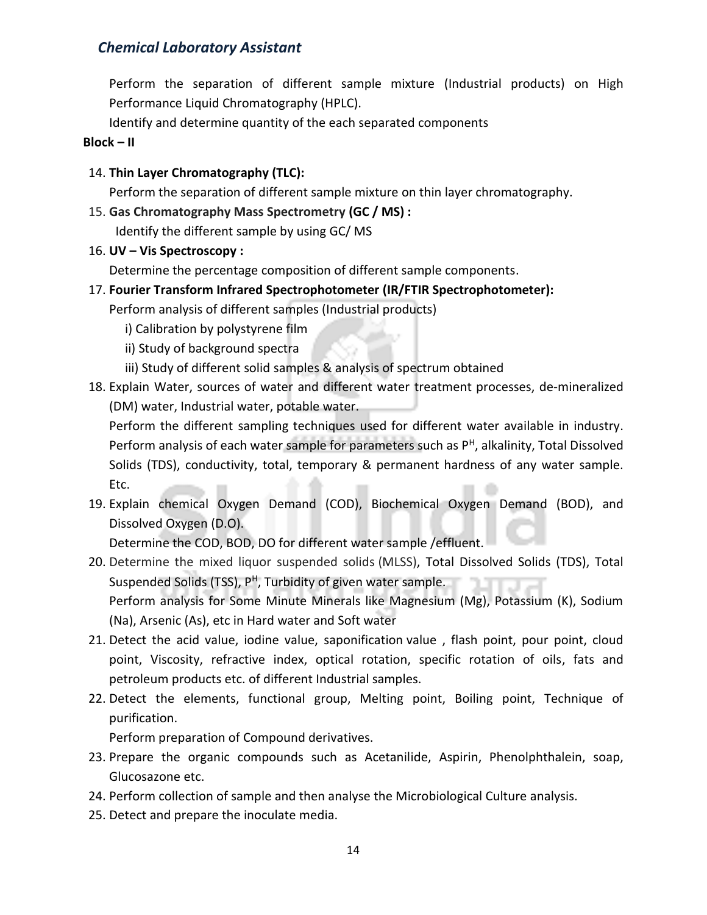Perform the separation of different sample mixture (Industrial products) on High Performance Liquid Chromatography (HPLC).

Identify and determine quantity of the each separated components

**Block – II**

14. **Thin Layer Chromatography (TLC):**
    Perform the separation of different sample mixture on thin layer chromatography.
15. **Gas Chromatography Mass Spectrometry (GC / MS) :**
    Identify the different sample by using GC/ MS
16. **UV – Vis Spectroscopy :**
    Determine the percentage composition of different sample components.
17. **Fourier Transform Infrared Spectrophotometer (IR/FTIR Spectrophotometer):**
    Perform analysis of different samples (Industrial products)
    i) Calibration by polystyrene film
    ii) Study of background spectra
    iii) Study of different solid samples & analysis of spectrum obtained
18. Explain Water, sources of water and different water treatment processes, de-mineralized (DM) water, Industrial water, potable water.
    Perform the different sampling techniques used for different water available in industry. Perform analysis of each water sample for parameters such as $P^H$, alkalinity, Total Dissolved Solids (TDS), conductivity, total, temporary & permanent hardness of any water sample. Etc.
19. Explain chemical Oxygen Demand (COD), Biochemical Oxygen Demand (BOD), and Dissolved Oxygen (D.O).
    Determine the COD, BOD, DO for different water sample /effluent.
20. Determine the mixed liquor suspended solids (MLSS), Total Dissolved Solids (TDS), Total Suspended Solids (TSS), $P^H$, Turbidity of given water sample.
    Perform analysis for Some Minute Minerals like Magnesium (Mg), Potassium (K), Sodium (Na), Arsenic (As), etc in Hard water and Soft water
21. Detect the acid value, iodine value, saponification value , flash point, pour point, cloud point, Viscosity, refractive index, optical rotation, specific rotation of oils, fats and petroleum products etc. of different Industrial samples.
22. Detect the elements, functional group, Melting point, Boiling point, Technique of purification.
    Perform preparation of Compound derivatives.
23. Prepare the organic compounds such as Acetanilide, Aspirin, Phenolphthalein, soap, Glucosazone etc.
24. Perform collection of sample and then analyse the Microbiological Culture analysis.
25. Detect and prepare the inoculate media.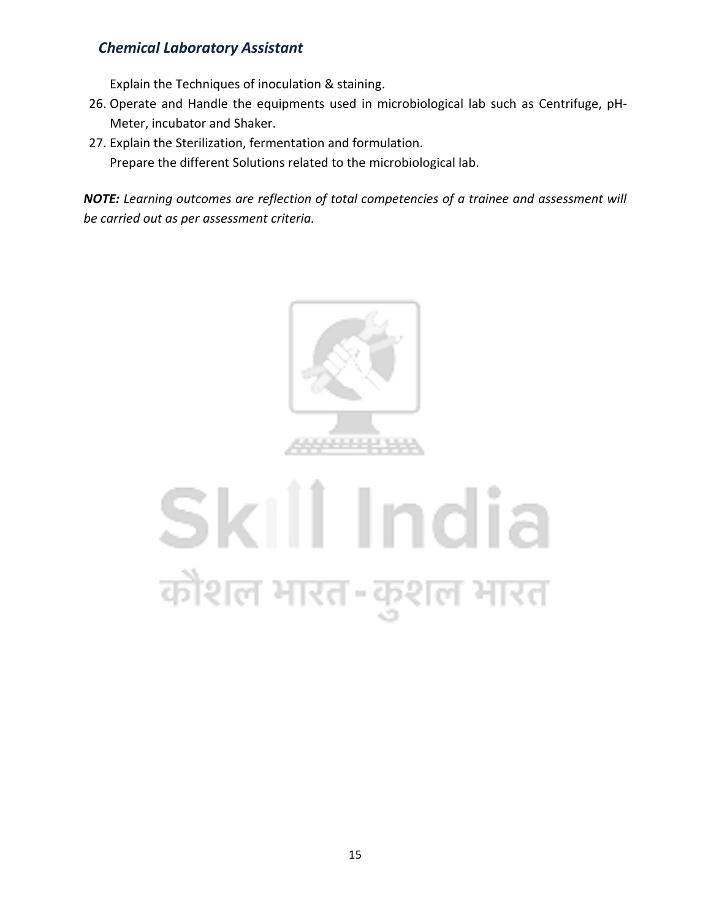Explain the Techniques of inoculation & staining.

26. Operate and Handle the equipments used in microbiological lab such as Centrifuge, pH-Meter, incubator and Shaker.
27. Explain the Sterilization, fermentation and formulation.
    Prepare the different Solutions related to the microbiological lab.

***NOTE:*** *Learning outcomes are reflection of total competencies of a trainee and assessment will be carried out as per assessment criteria.*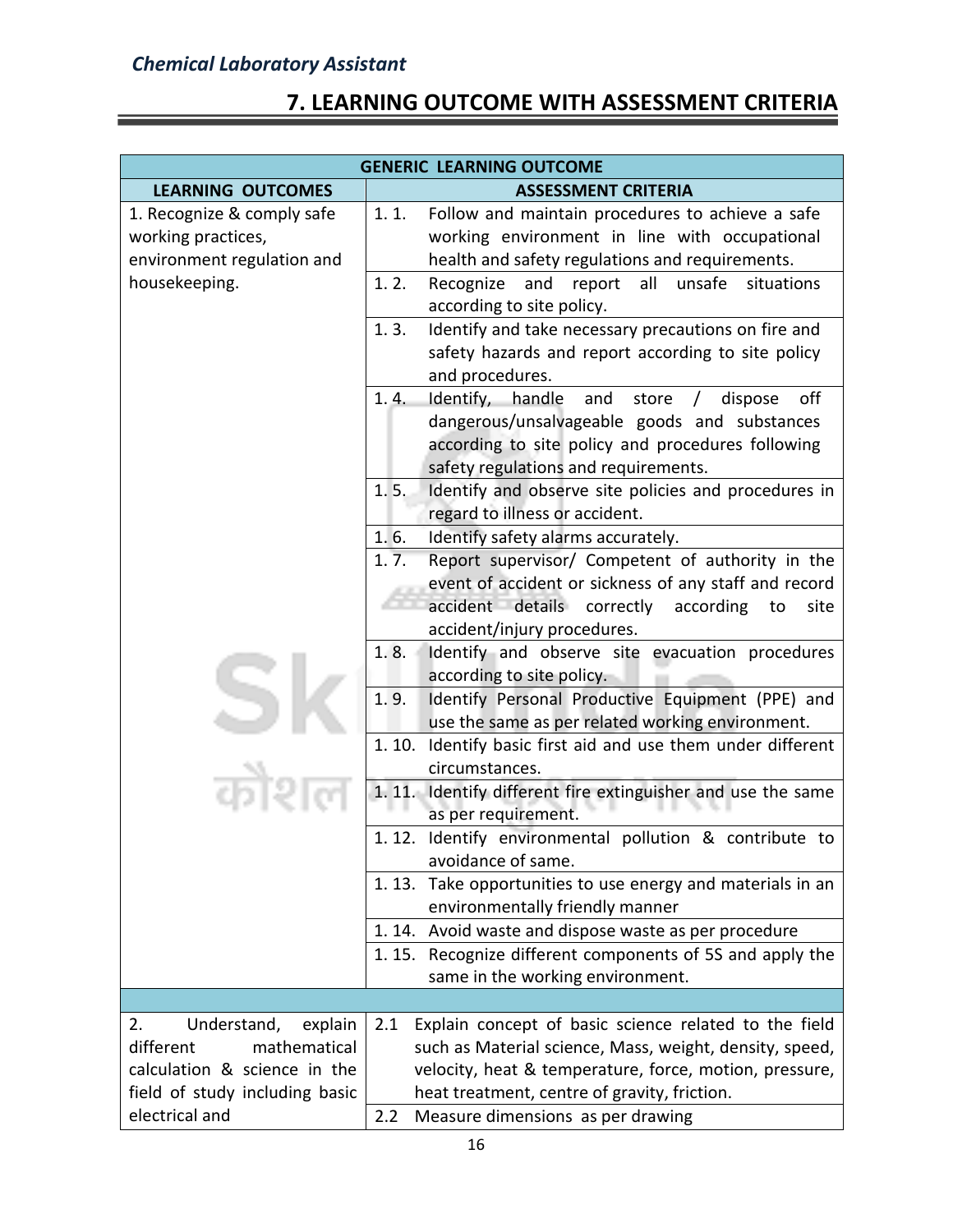## 7. LEARNING OUTCOME WITH ASSESSMENT CRITERIA

| GENERIC LEARNING OUTCOME | |
|---|---|
| **LEARNING OUTCOMES** | **ASSESSMENT CRITERIA** |
| 1. Recognize & comply safe working practices, environment regulation and housekeeping. | 1. 1. Follow and maintain procedures to achieve a safe working environment in line with occupational health and safety regulations and requirements. |
| | 1. 2. Recognize and report all unsafe situations according to site policy. |
| | 1. 3. Identify and take necessary precautions on fire and safety hazards and report according to site policy and procedures. |
| | 1. 4. Identify, handle and store / dispose off dangerous/unsalvageable goods and substances according to site policy and procedures following safety regulations and requirements. |
| | 1. 5. Identify and observe site policies and procedures in regard to illness or accident. |
| | 1. 6. Identify safety alarms accurately. |
| | 1. 7. Report supervisor/ Competent of authority in the event of accident or sickness of any staff and record accident details correctly according to site accident/injury procedures. |
| | 1. 8. Identify and observe site evacuation procedures according to site policy. |
| | 1. 9. Identify Personal Productive Equipment (PPE) and use the same as per related working environment. |
| | 1. 10. Identify basic first aid and use them under different circumstances. |
| | 1. 11. Identify different fire extinguisher and use the same as per requirement. |
| | 1. 12. Identify environmental pollution & contribute to avoidance of same. |
| | 1. 13. Take opportunities to use energy and materials in an environmentally friendly manner |
| | 1. 14. Avoid waste and dispose waste as per procedure |
| | 1. 15. Recognize different components of 5S and apply the same in the working environment. |
| | |
| 2. Understand, explain different mathematical calculation & science in the field of study including basic electrical and | 2.1 Explain concept of basic science related to the field such as Material science, Mass, weight, density, speed, velocity, heat & temperature, force, motion, pressure, heat treatment, centre of gravity, friction. |
| | 2.2 Measure dimensions as per drawing |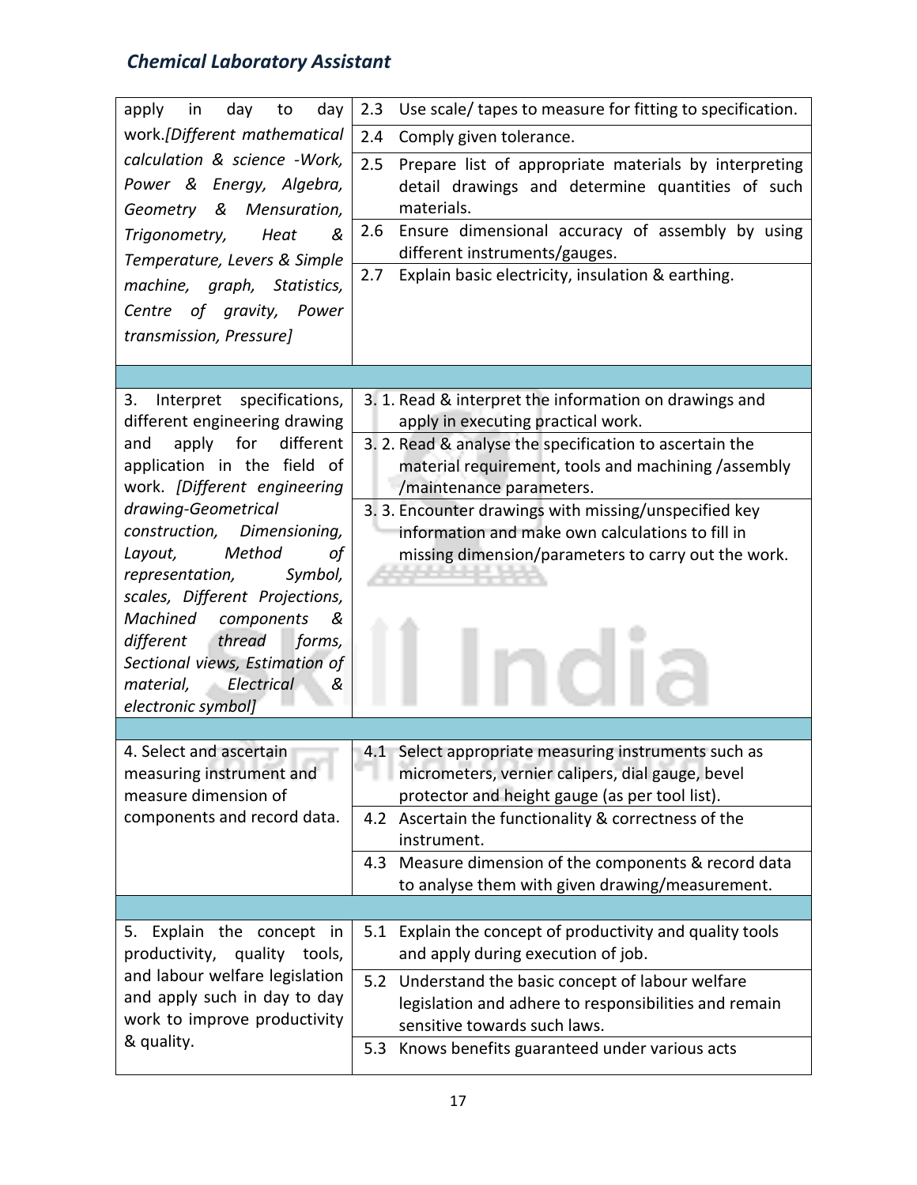| | |
|---|---|
| apply in day to day work. *[Different mathematical calculation & science -Work, Power & Energy, Algebra, Geometry & Mensuration, Trigonometry, Heat & Temperature, Levers & Simple machine, graph, Statistics, Centre of gravity, Power transmission, Pressure]* | 2.3 Use scale/ tapes to measure for fitting to specification.<br>2.4 Comply given tolerance.<br>2.5 Prepare list of appropriate materials by interpreting detail drawings and determine quantities of such materials.<br>2.6 Ensure dimensional accuracy of assembly by using different instruments/gauges.<br>2.7 Explain basic electricity, insulation & earthing. |
| | |
| 3. Interpret specifications, different engineering drawing and apply for different application in the field of work. *[Different engineering drawing-Geometrical construction, Dimensioning, Layout, Method of representation, Symbol, scales, Different Projections, Machined components & different thread forms, Sectional views, Estimation of material, Electrical & electronic symbol]* | 3. 1. Read & interpret the information on drawings and apply in executing practical work.<br>3. 2. Read & analyse the specification to ascertain the material requirement, tools and machining /assembly /maintenance parameters.<br>3. 3. Encounter drawings with missing/unspecified key information and make own calculations to fill in missing dimension/parameters to carry out the work. |
| | |
| 4. Select and ascertain measuring instrument and measure dimension of components and record data. | 4.1 Select appropriate measuring instruments such as micrometers, vernier calipers, dial gauge, bevel protector and height gauge (as per tool list).<br>4.2 Ascertain the functionality & correctness of the instrument.<br>4.3 Measure dimension of the components & record data to analyse them with given drawing/measurement. |
| | |
| 5. Explain the concept in productivity, quality tools, and labour welfare legislation and apply such in day to day work to improve productivity & quality. | 5.1 Explain the concept of productivity and quality tools and apply during execution of job.<br>5.2 Understand the basic concept of labour welfare legislation and adhere to responsibilities and remain sensitive towards such laws.<br>5.3 Knows benefits guaranteed under various acts |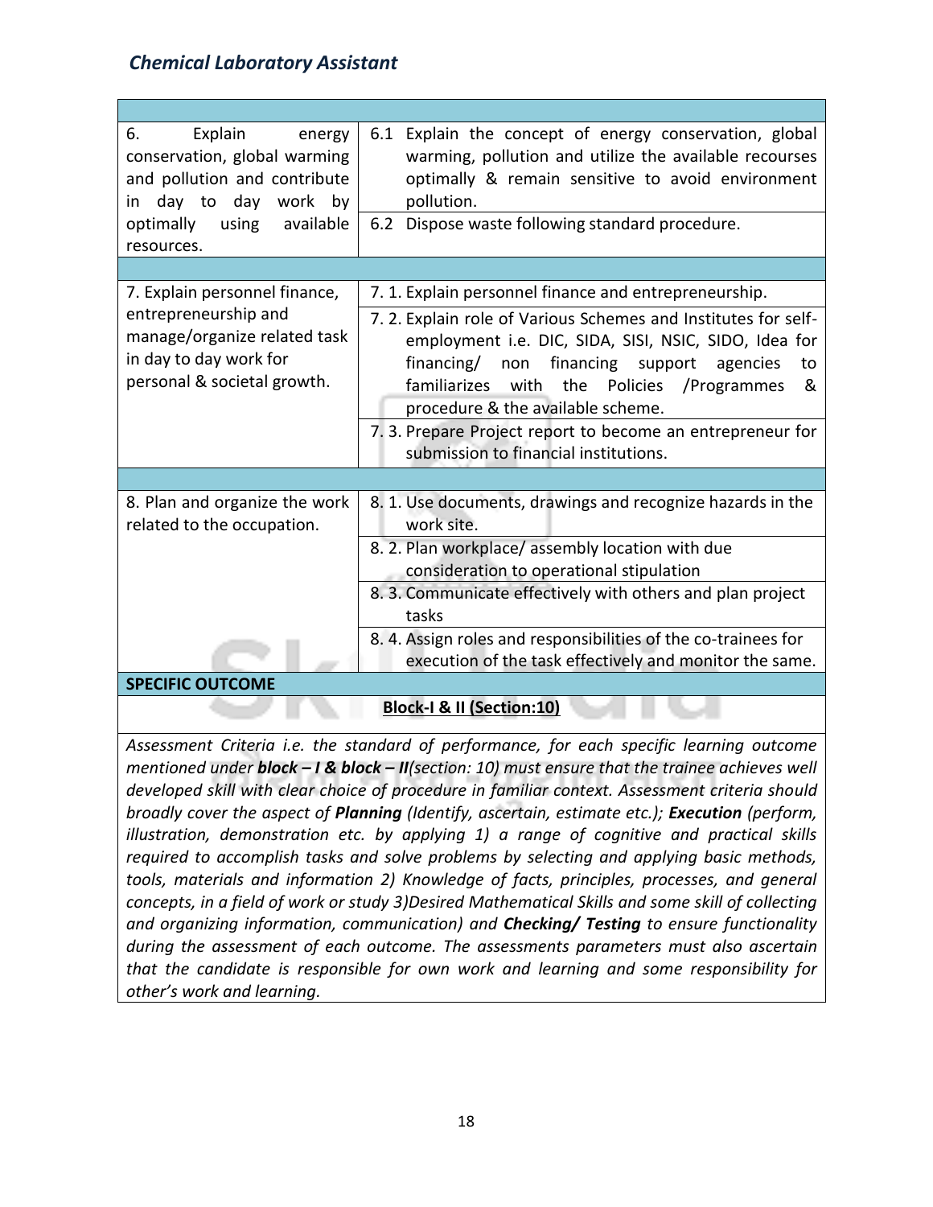| | |
|---|---|
| 6. Explain energy conservation, global warming and pollution and contribute in day to day work by optimally using available resources. | 6.1 Explain the concept of energy conservation, global warming, pollution and utilize the available recourses optimally & remain sensitive to avoid environment pollution. |
| | 6.2 Dispose waste following standard procedure. |
| | |
| 7. Explain personnel finance, entrepreneurship and manage/organize related task in day to day work for personal & societal growth. | 7. 1. Explain personnel finance and entrepreneurship. |
| | 7. 2. Explain role of Various Schemes and Institutes for self-employment i.e. DIC, SIDA, SISI, NSIC, SIDO, Idea for financing/ non financing support agencies to familiarizes with the Policies /Programmes & procedure & the available scheme. |
| | 7. 3. Prepare Project report to become an entrepreneur for submission to financial institutions. |
| | |
| 8. Plan and organize the work related to the occupation. | 8. 1. Use documents, drawings and recognize hazards in the work site. |
| | 8. 2. Plan workplace/ assembly location with due consideration to operational stipulation |
| | 8. 3. Communicate effectively with others and plan project tasks |
| | 8. 4. Assign roles and responsibilities of the co-trainees for execution of the task effectively and monitor the same. |
| **SPECIFIC OUTCOME** | |
| **Block-I & II (Section:10)** | |

*Assessment Criteria i.e. the standard of performance, for each specific learning outcome mentioned under **block – I & block – II**(section: 10) must ensure that the trainee achieves well developed skill with clear choice of procedure in familiar context. Assessment criteria should broadly cover the aspect of **Planning** (Identify, ascertain, estimate etc.); **Execution** (perform, illustration, demonstration etc. by applying 1) a range of cognitive and practical skills required to accomplish tasks and solve problems by selecting and applying basic methods, tools, materials and information 2) Knowledge of facts, principles, processes, and general concepts, in a field of work or study 3)Desired Mathematical Skills and some skill of collecting and organizing information, communication) and **Checking/ Testing** to ensure functionality during the assessment of each outcome. The assessments parameters must also ascertain that the candidate is responsible for own work and learning and some responsibility for other's work and learning.*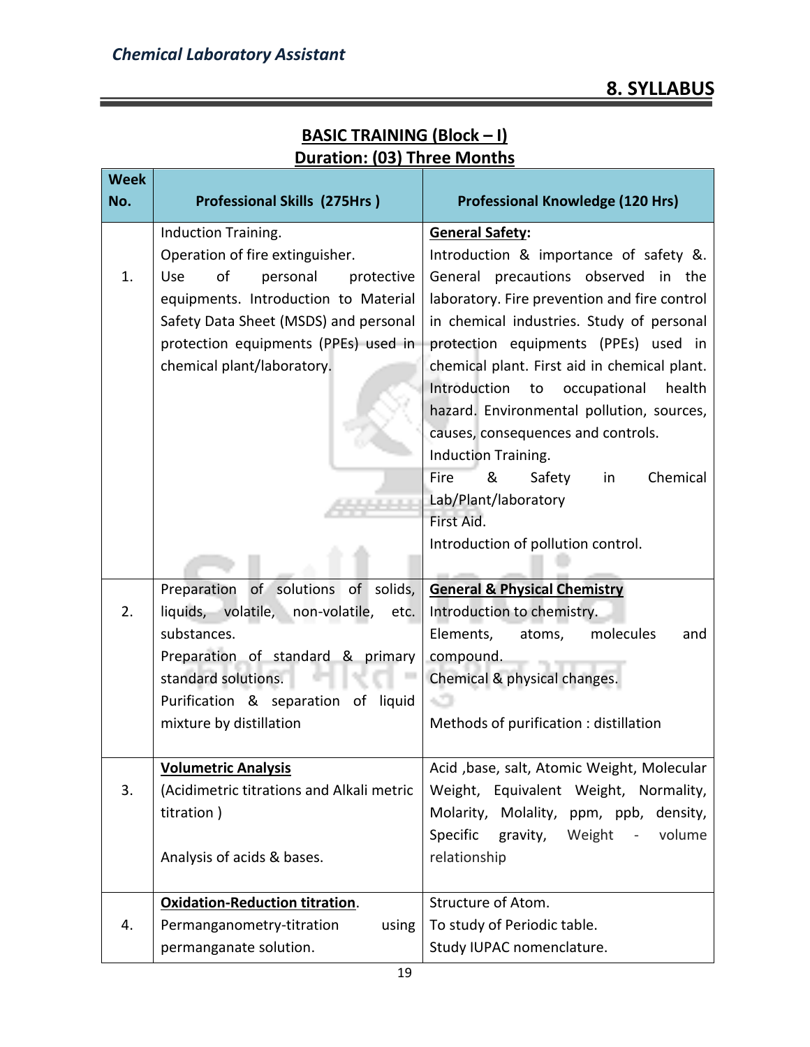## 8. SYLLABUS

**BASIC TRAINING (Block – I)**
**Duration: (03) Three Months**

| Week No. | Professional Skills (275Hrs ) | Professional Knowledge (120 Hrs) |
|---|---|---|
| 1. | Induction Training.<br>Operation of fire extinguisher.<br>Use of personal protective equipments. Introduction to Material Safety Data Sheet (MSDS) and personal protection equipments (PPEs) used in chemical plant/laboratory. | **General Safety:**<br>Introduction & importance of safety &. General precautions observed in the laboratory. Fire prevention and fire control in chemical industries. Study of personal protection equipments (PPEs) used in chemical plant. First aid in chemical plant. Introduction to occupational health hazard. Environmental pollution, sources, causes, consequences and controls.<br>Induction Training.<br>Fire & Safety in Chemical Lab/Plant/laboratory<br>First Aid.<br>Introduction of pollution control. |
| 2. | Preparation of solutions of solids, liquids, volatile, non-volatile, etc. substances.<br>Preparation of standard & primary standard solutions.<br>Purification & separation of liquid mixture by distillation | **General & Physical Chemistry**<br>Introduction to chemistry.<br>Elements, atoms, molecules and compound.<br>Chemical & physical changes.<br><br>Methods of purification : distillation |
| 3. | **Volumetric Analysis**<br>(Acidimetric titrations and Alkali metric titration )<br><br>Analysis of acids & bases. | Acid ,base, salt, Atomic Weight, Molecular Weight, Equivalent Weight, Normality, Molarity, Molality, ppm, ppb, density, Specific gravity, Weight - volume relationship |
| 4. | **Oxidation-Reduction titration**.<br>Permanganometry-titration using permanganate solution. | Structure of Atom.<br>To study of Periodic table.<br>Study IUPAC nomenclature. |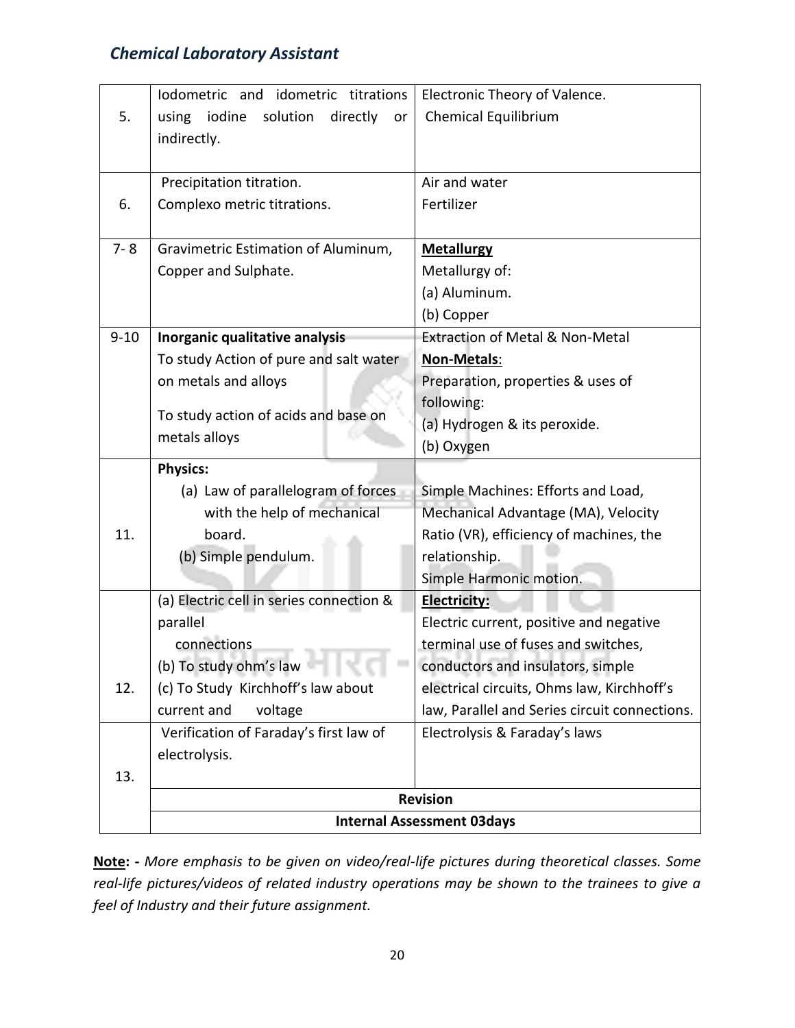| | | |
|---|---|---|
| 5. | Iodometric and idometric titrations using iodine solution directly or indirectly. | Electronic Theory of Valence.<br>Chemical Equilibrium |
| 6. | Precipitation titration.<br>Complexo metric titrations. | Air and water<br>Fertilizer |
| 7- 8 | Gravimetric Estimation of Aluminum, Copper and Sulphate. | **Metallurgy**<br>Metallurgy of:<br>(a) Aluminum.<br>(b) Copper |
| 9-10 | **Inorganic qualitative analysis**<br>To study Action of pure and salt water on metals and alloys<br>To study action of acids and base on metals alloys | Extraction of Metal & Non-Metal<br>**Non-Metals**:<br>Preparation, properties & uses of following:<br>(a) Hydrogen & its peroxide.<br>(b) Oxygen |
| 11. | **Physics:**<br>(a) Law of parallelogram of forces with the help of mechanical board.<br>(b) Simple pendulum. | Simple Machines: Efforts and Load, Mechanical Advantage (MA), Velocity Ratio (VR), efficiency of machines, the relationship.<br>Simple Harmonic motion. |
| 12. | (a) Electric cell in series connection & parallel connections<br>(b) To study ohm's law<br>(c) To Study Kirchhoff's law about current and voltage | **Electricity:**<br>Electric current, positive and negative terminal use of fuses and switches, conductors and insulators, simple electrical circuits, Ohms law, Kirchhoff's law, Parallel and Series circuit connections. |
| 13. | Verification of Faraday's first law of electrolysis. | Electrolysis & Faraday's laws |
| | **Revision** | |
| | **Internal Assessment 03days** | |

**Note: -** *More emphasis to be given on video/real-life pictures during theoretical classes. Some real-life pictures/videos of related industry operations may be shown to the trainees to give a feel of Industry and their future assignment.*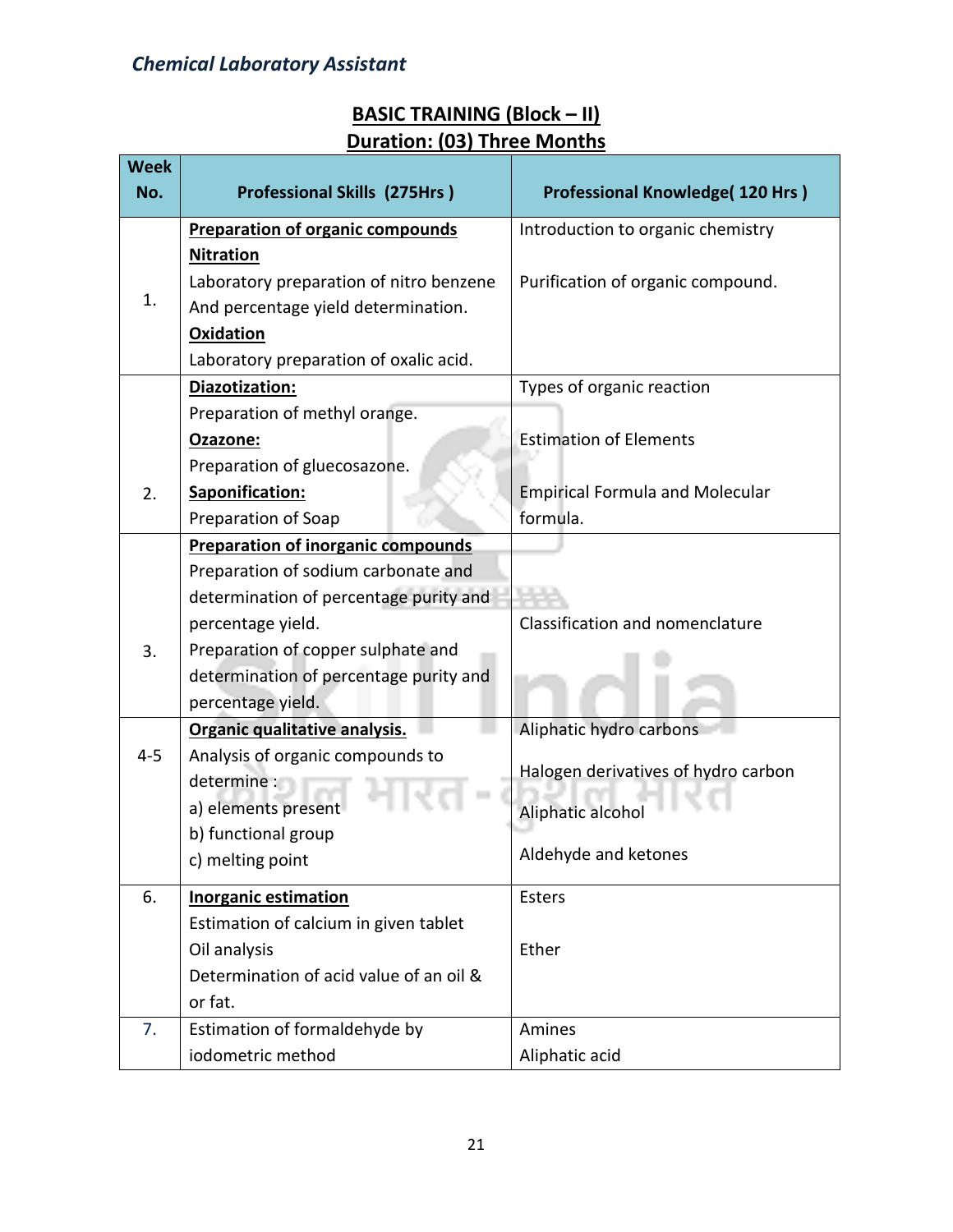## BASIC TRAINING (Block – II)
## Duration: (03) Three Months

| Week No. | Professional Skills (275Hrs ) | Professional Knowledge( 120 Hrs ) |
|---|---|---|
| 1. | **Preparation of organic compounds**<br>**Nitration**<br>Laboratory preparation of nitro benzene And percentage yield determination.<br>**Oxidation**<br>Laboratory preparation of oxalic acid. | Introduction to organic chemistry<br><br>Purification of organic compound. |
| 2. | **Diazotization:**<br>Preparation of methyl orange.<br>**Ozazone:**<br>Preparation of gluecosazone.<br>**Saponification:**<br>Preparation of Soap | Types of organic reaction<br><br>Estimation of Elements<br><br>Empirical Formula and Molecular formula. |
| 3. | **Preparation of inorganic compounds**<br>Preparation of sodium carbonate and determination of percentage purity and percentage yield.<br>Preparation of copper sulphate and determination of percentage purity and percentage yield. | Classification and nomenclature |
| 4-5 | **Organic qualitative analysis.**<br>Analysis of organic compounds to determine :<br>a) elements present<br>b) functional group<br>c) melting point | Aliphatic hydro carbons<br><br>Halogen derivatives of hydro carbon<br><br>Aliphatic alcohol<br><br>Aldehyde and ketones |
| 6. | **Inorganic estimation**<br>Estimation of calcium in given tablet<br>Oil analysis<br>Determination of acid value of an oil & or fat. | Esters<br><br>Ether |
| 7. | Estimation of formaldehyde by iodometric method | Amines<br>Aliphatic acid |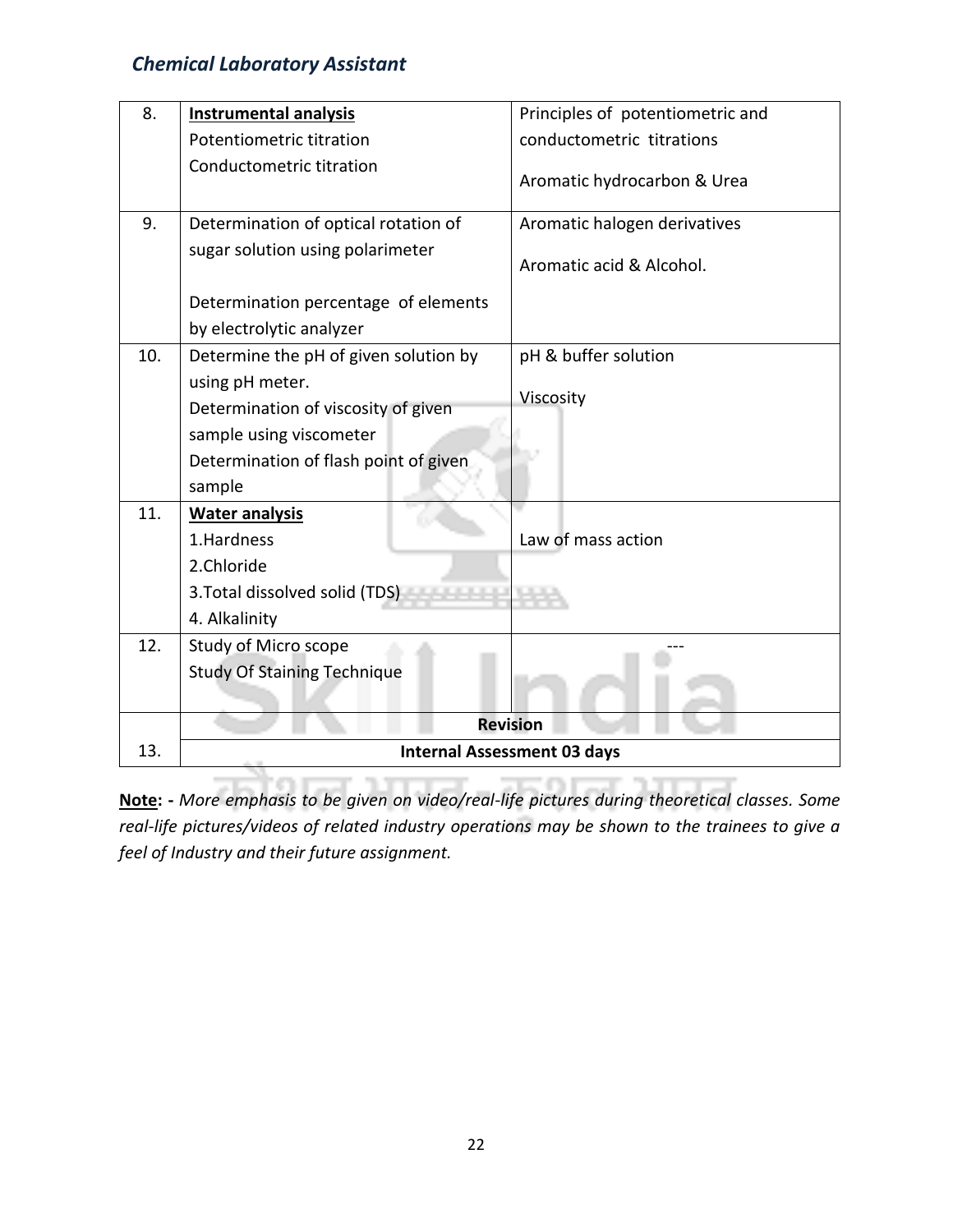| 8. | **Instrumental analysis**<br>Potentiometric titration<br>Conductometric titration | Principles of potentiometric and conductometric titrations<br><br>Aromatic hydrocarbon & Urea |
|---|---|---|
| 9. | Determination of optical rotation of sugar solution using polarimeter<br><br>Determination percentage of elements by electrolytic analyzer | Aromatic halogen derivatives<br><br>Aromatic acid & Alcohol. |
| 10. | Determine the pH of given solution by using pH meter.<br>Determination of viscosity of given sample using viscometer<br>Determination of flash point of given sample | pH & buffer solution<br><br>Viscosity |
| 11. | **Water analysis**<br>1.Hardness<br>2.Chloride<br>3.Total dissolved solid (TDS)<br>4. Alkalinity | Law of mass action |
| 12. | Study of Micro scope<br>Study Of Staining Technique | --- |
| | **Revision** | |
| 13. | **Internal Assessment 03 days** | |

**Note: -** *More emphasis to be given on video/real-life pictures during theoretical classes. Some real-life pictures/videos of related industry operations may be shown to the trainees to give a feel of Industry and their future assignment.*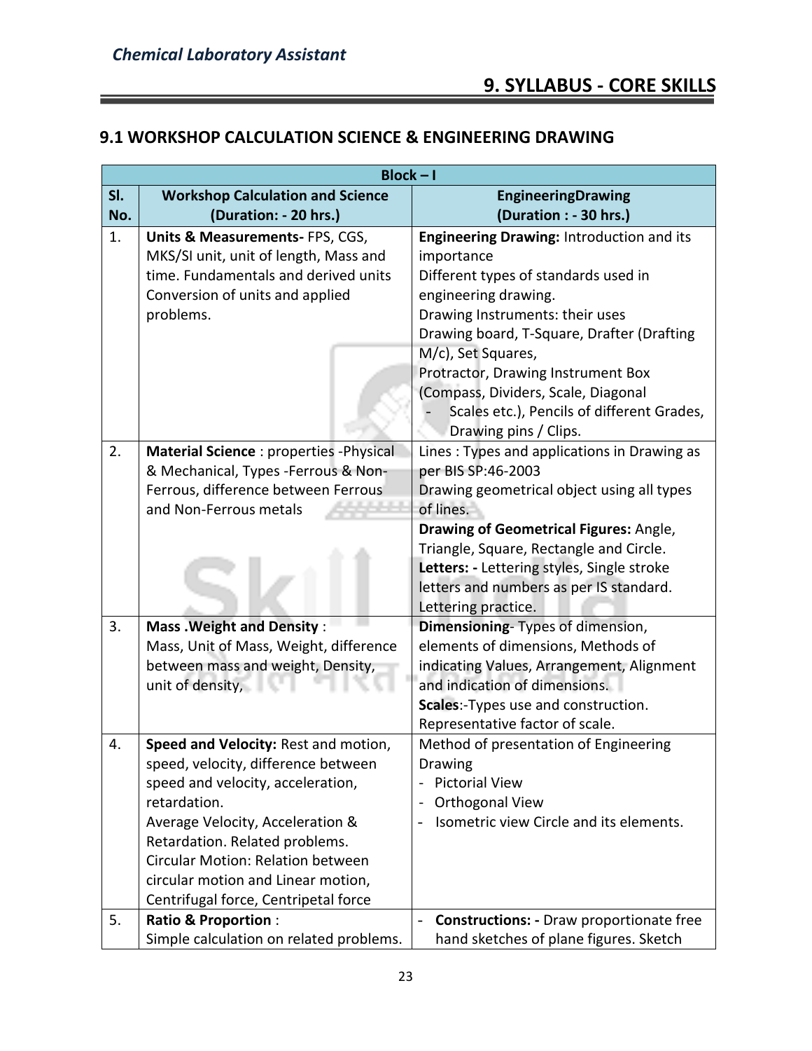## 9. SYLLABUS - CORE SKILLS

### 9.1 WORKSHOP CALCULATION SCIENCE & ENGINEERING DRAWING

| Block – I | | |
|---|---|---|
| **Sl. No.** | **Workshop Calculation and Science (Duration: - 20 hrs.)** | **EngineeringDrawing (Duration : - 30 hrs.)** |
| 1. | **Units & Measurements-** FPS, CGS, MKS/SI unit, unit of length, Mass and time. Fundamentals and derived units Conversion of units and applied problems. | **Engineering Drawing:** Introduction and its importance<br>Different types of standards used in engineering drawing.<br>Drawing Instruments: their uses<br>Drawing board, T-Square, Drafter (Drafting M/c), Set Squares,<br>Protractor, Drawing Instrument Box (Compass, Dividers, Scale, Diagonal<br>- Scales etc.), Pencils of different Grades, Drawing pins / Clips. |
| 2. | **Material Science** : properties -Physical & Mechanical, Types -Ferrous & Non-Ferrous, difference between Ferrous and Non-Ferrous metals | Lines : Types and applications in Drawing as per BIS SP:46-2003<br>Drawing geometrical object using all types of lines.<br>**Drawing of Geometrical Figures:** Angle, Triangle, Square, Rectangle and Circle.<br>**Letters: -** Lettering styles, Single stroke letters and numbers as per IS standard.<br>Lettering practice. |
| 3. | **Mass .Weight and Density** :<br>Mass, Unit of Mass, Weight, difference between mass and weight, Density, unit of density, | **Dimensioning**- Types of dimension, elements of dimensions, Methods of indicating Values, Arrangement, Alignment and indication of dimensions.<br>**Scales**:-Types use and construction. Representative factor of scale. |
| 4. | **Speed and Velocity:** Rest and motion, speed, velocity, difference between speed and velocity, acceleration, retardation.<br>Average Velocity, Acceleration & Retardation. Related problems.<br>Circular Motion: Relation between circular motion and Linear motion, Centrifugal force, Centripetal force | Method of presentation of Engineering Drawing<br>- Pictorial View<br>- Orthogonal View<br>- Isometric view Circle and its elements. |
| 5. | **Ratio & Proportion** :<br>Simple calculation on related problems. | - **Constructions: -** Draw proportionate free hand sketches of plane figures. Sketch |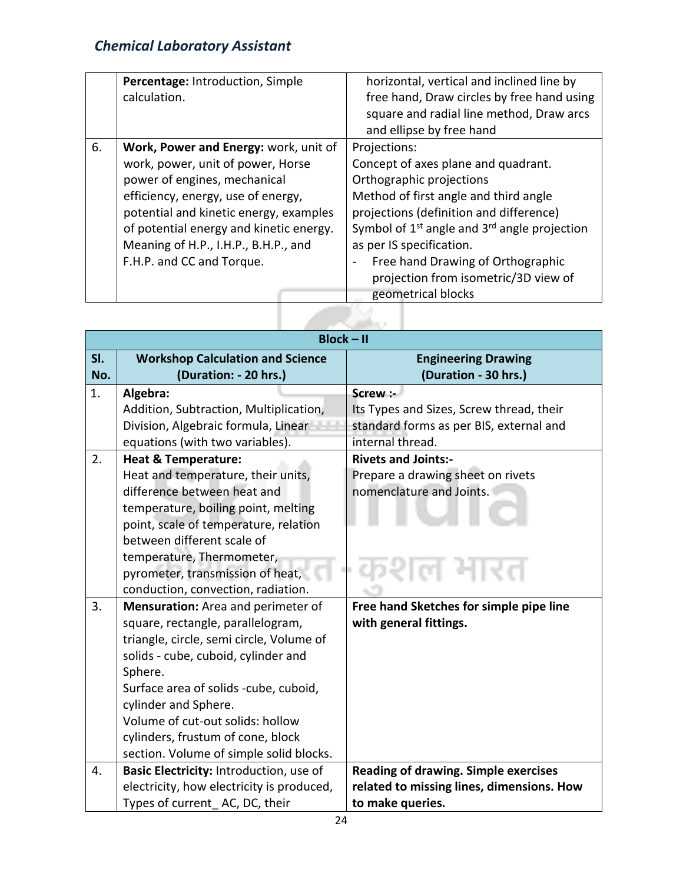| | | |
|---|---|---|
| | **Percentage:** Introduction, Simple calculation. | horizontal, vertical and inclined line by free hand, Draw circles by free hand using square and radial line method, Draw arcs and ellipse by free hand |
| 6. | **Work, Power and Energy:** work, unit of work, power, unit of power, Horse power of engines, mechanical efficiency, energy, use of energy, potential and kinetic energy, examples of potential energy and kinetic energy. Meaning of H.P., I.H.P., B.H.P., and F.H.P. and CC and Torque. | Projections:<br>Concept of axes plane and quadrant.<br>Orthographic projections<br>Method of first angle and third angle projections (definition and difference)<br>Symbol of 1st angle and 3rd angle projection as per IS specification.<br>- Free hand Drawing of Orthographic projection from isometric/3D view of geometrical blocks |

| **Block – II** | | |
|---|---|---|
| **Sl. No.** | **Workshop Calculation and Science (Duration: - 20 hrs.)** | **Engineering Drawing (Duration - 30 hrs.)** |
| 1. | **Algebra:**<br>Addition, Subtraction, Multiplication, Division, Algebraic formula, Linear equations (with two variables). | **Screw :-**<br>Its Types and Sizes, Screw thread, their standard forms as per BIS, external and internal thread. |
| 2. | **Heat & Temperature:**<br>Heat and temperature, their units, difference between heat and temperature, boiling point, melting point, scale of temperature, relation between different scale of temperature, Thermometer, pyrometer, transmission of heat, conduction, convection, radiation. | **Rivets and Joints:-**<br>Prepare a drawing sheet on rivets nomenclature and Joints. |
| 3. | **Mensuration:** Area and perimeter of square, rectangle, parallelogram, triangle, circle, semi circle, Volume of solids - cube, cuboid, cylinder and Sphere.<br>Surface area of solids -cube, cuboid, cylinder and Sphere.<br>Volume of cut-out solids: hollow cylinders, frustum of cone, block section. Volume of simple solid blocks. | **Free hand Sketches for simple pipe line with general fittings.** |
| 4. | **Basic Electricity:** Introduction, use of electricity, how electricity is produced, Types of current_ AC, DC, their | **Reading of drawing. Simple exercises related to missing lines, dimensions. How to make queries.** |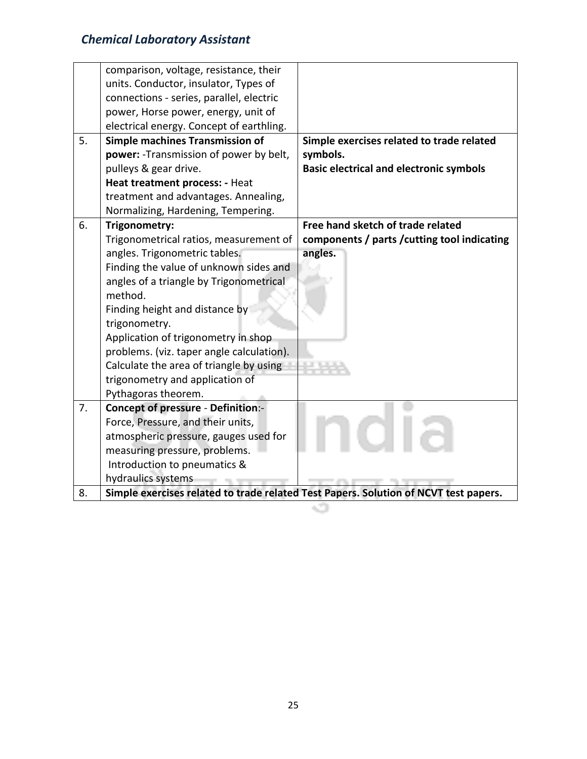| | | |
|---|---|---|
| | comparison, voltage, resistance, their units. Conductor, insulator, Types of connections - series, parallel, electric power, Horse power, energy, unit of electrical energy. Concept of earthling. | |
| 5. | **Simple machines Transmission of power:** -Transmission of power by belt, pulleys & gear drive.<br>**Heat treatment process: -** Heat treatment and advantages. Annealing, Normalizing, Hardening, Tempering. | **Simple exercises related to trade related symbols.**<br>**Basic electrical and electronic symbols** |
| 6. | **Trigonometry:**<br>Trigonometrical ratios, measurement of angles. Trigonometric tables.<br>Finding the value of unknown sides and angles of a triangle by Trigonometrical method.<br>Finding height and distance by trigonometry.<br>Application of trigonometry in shop problems. (viz. taper angle calculation).<br>Calculate the area of triangle by using trigonometry and application of Pythagoras theorem. | **Free hand sketch of trade related components / parts /cutting tool indicating angles.** |
| 7. | **Concept of pressure** - **Definition**:-<br>Force, Pressure, and their units, atmospheric pressure, gauges used for measuring pressure, problems.<br>Introduction to pneumatics & hydraulics systems | |
| 8. | **Simple exercises related to trade related Test Papers. Solution of NCVT test papers.** | |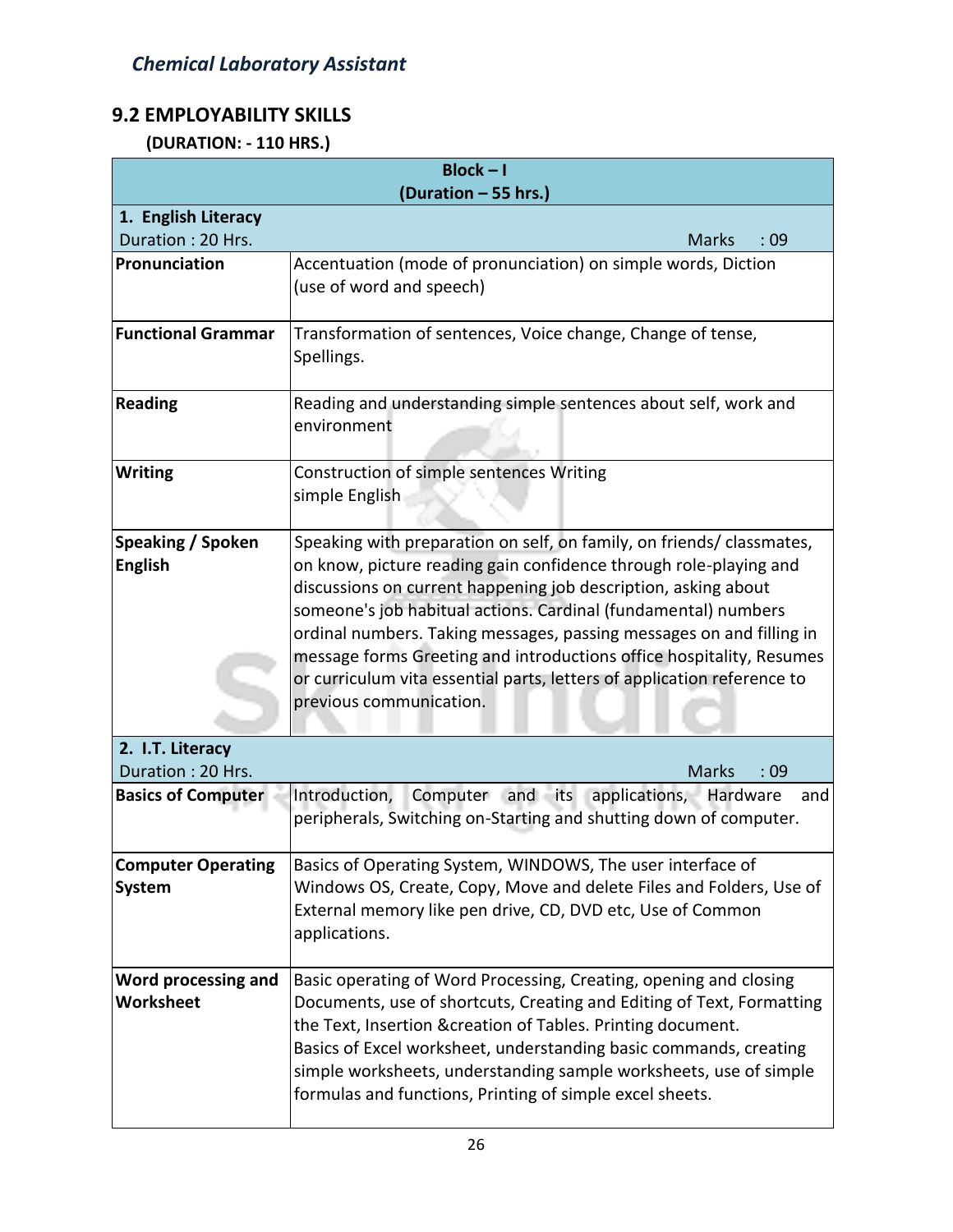## 9.2 EMPLOYABILITY SKILLS

**(DURATION: - 110 HRS.)**

| **Block – I (Duration – 55 hrs.)** | |
|---|---|
| **1. English Literacy** Duration : 20 Hrs. | Marks : 09 |
| **Pronunciation** | Accentuation (mode of pronunciation) on simple words, Diction (use of word and speech) |
| **Functional Grammar** | Transformation of sentences, Voice change, Change of tense, Spellings. |
| **Reading** | Reading and understanding simple sentences about self, work and environment |
| **Writing** | Construction of simple sentences Writing simple English |
| **Speaking / Spoken English** | Speaking with preparation on self, on family, on friends/ classmates, on know, picture reading gain confidence through role-playing and discussions on current happening job description, asking about someone's job habitual actions. Cardinal (fundamental) numbers ordinal numbers. Taking messages, passing messages on and filling in message forms Greeting and introductions office hospitality, Resumes or curriculum vita essential parts, letters of application reference to previous communication. |
| **2. I.T. Literacy** Duration : 20 Hrs. | Marks : 09 |
| **Basics of Computer** | Introduction, Computer and its applications, Hardware and peripherals, Switching on-Starting and shutting down of computer. |
| **Computer Operating System** | Basics of Operating System, WINDOWS, The user interface of Windows OS, Create, Copy, Move and delete Files and Folders, Use of External memory like pen drive, CD, DVD etc, Use of Common applications. |
| **Word processing and Worksheet** | Basic operating of Word Processing, Creating, opening and closing Documents, use of shortcuts, Creating and Editing of Text, Formatting the Text, Insertion &creation of Tables. Printing document. Basics of Excel worksheet, understanding basic commands, creating simple worksheets, understanding sample worksheets, use of simple formulas and functions, Printing of simple excel sheets. |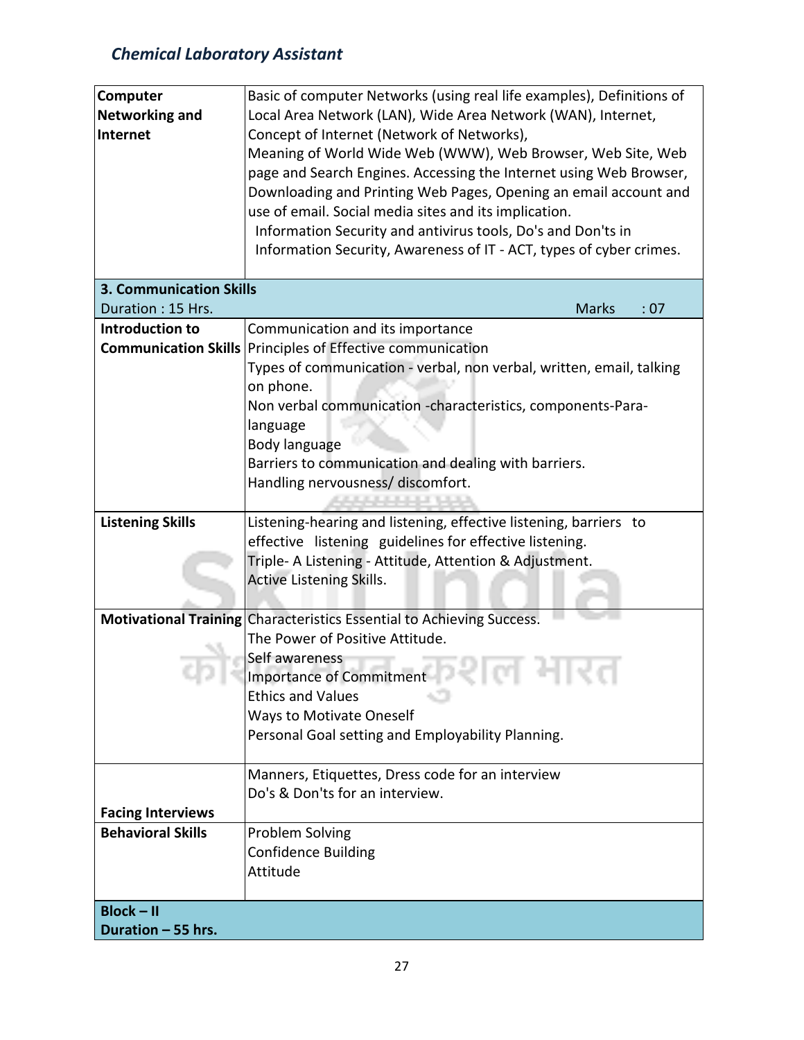| | |
|---|---|
| **Computer Networking and Internet** | Basic of computer Networks (using real life examples), Definitions of Local Area Network (LAN), Wide Area Network (WAN), Internet, Concept of Internet (Network of Networks), Meaning of World Wide Web (WWW), Web Browser, Web Site, Web page and Search Engines. Accessing the Internet using Web Browser, Downloading and Printing Web Pages, Opening an email account and use of email. Social media sites and its implication. Information Security and antivirus tools, Do's and Don'ts in Information Security, Awareness of IT - ACT, types of cyber crimes. |
| **3. Communication Skills** Duration : 15 Hrs. | Marks : 07 |
| **Introduction to Communication Skills** | Communication and its importance<br>Principles of Effective communication<br>Types of communication - verbal, non verbal, written, email, talking on phone.<br>Non verbal communication -characteristics, components-Para-language<br>Body language<br>Barriers to communication and dealing with barriers.<br>Handling nervousness/ discomfort. |
| **Listening Skills** | Listening-hearing and listening, effective listening, barriers to effective listening guidelines for effective listening.<br>Triple- A Listening - Attitude, Attention & Adjustment.<br>Active Listening Skills. |
| **Motivational Training** | Characteristics Essential to Achieving Success.<br>The Power of Positive Attitude.<br>Self awareness<br>Importance of Commitment<br>Ethics and Values<br>Ways to Motivate Oneself<br>Personal Goal setting and Employability Planning. |
| **Facing Interviews** | Manners, Etiquettes, Dress code for an interview<br>Do's & Don'ts for an interview. |
| **Behavioral Skills** | Problem Solving<br>Confidence Building<br>Attitude |
| **Block – II** **Duration – 55 hrs.** | |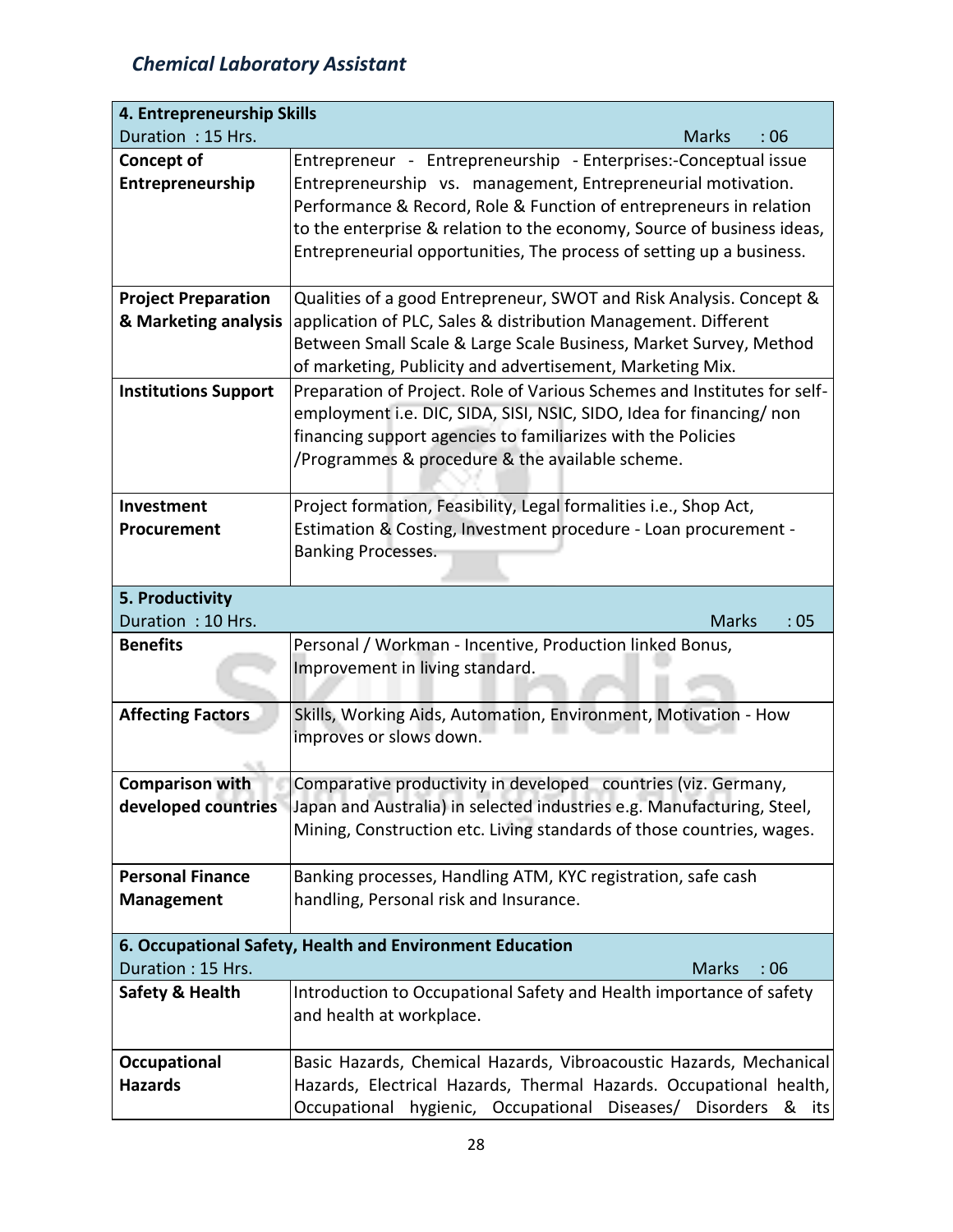| 4. Entrepreneurship Skills | |
|---|---|
| Duration : 15 Hrs. | Marks : 06 |
| **Concept of Entrepreneurship** | Entrepreneur - Entrepreneurship - Enterprises:-Conceptual issue Entrepreneurship vs. management, Entrepreneurial motivation. Performance & Record, Role & Function of entrepreneurs in relation to the enterprise & relation to the economy, Source of business ideas, Entrepreneurial opportunities, The process of setting up a business. |
| **Project Preparation & Marketing analysis** | Qualities of a good Entrepreneur, SWOT and Risk Analysis. Concept & application of PLC, Sales & distribution Management. Different Between Small Scale & Large Scale Business, Market Survey, Method of marketing, Publicity and advertisement, Marketing Mix. |
| **Institutions Support** | Preparation of Project. Role of Various Schemes and Institutes for self-employment i.e. DIC, SIDA, SISI, NSIC, SIDO, Idea for financing/ non financing support agencies to familiarizes with the Policies /Programmes & procedure & the available scheme. |
| **Investment Procurement** | Project formation, Feasibility, Legal formalities i.e., Shop Act, Estimation & Costing, Investment procedure - Loan procurement - Banking Processes. |
| **5. Productivity** | |
| Duration : 10 Hrs. | Marks : 05 |
| **Benefits** | Personal / Workman - Incentive, Production linked Bonus, Improvement in living standard. |
| **Affecting Factors** | Skills, Working Aids, Automation, Environment, Motivation - How improves or slows down. |
| **Comparison with developed countries** | Comparative productivity in developed countries (viz. Germany, Japan and Australia) in selected industries e.g. Manufacturing, Steel, Mining, Construction etc. Living standards of those countries, wages. |
| **Personal Finance Management** | Banking processes, Handling ATM, KYC registration, safe cash handling, Personal risk and Insurance. |
| **6. Occupational Safety, Health and Environment Education** | |
| Duration : 15 Hrs. | Marks : 06 |
| **Safety & Health** | Introduction to Occupational Safety and Health importance of safety and health at workplace. |
| **Occupational Hazards** | Basic Hazards, Chemical Hazards, Vibroacoustic Hazards, Mechanical Hazards, Electrical Hazards, Thermal Hazards. Occupational health, Occupational hygienic, Occupational Diseases/ Disorders & its |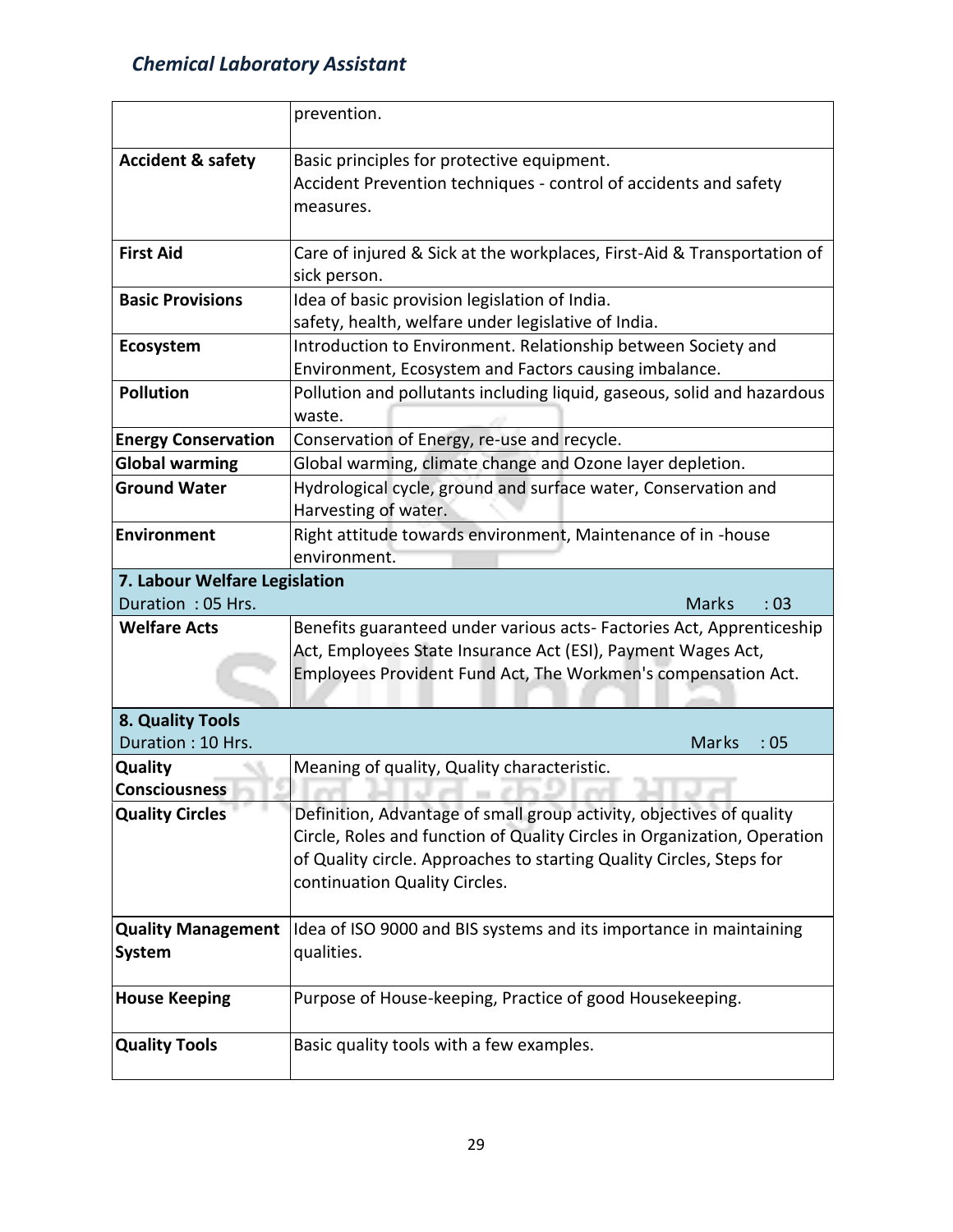| | |
|---|---|
| | prevention. |
| **Accident & safety** | Basic principles for protective equipment. Accident Prevention techniques - control of accidents and safety measures. |
| **First Aid** | Care of injured & Sick at the workplaces, First-Aid & Transportation of sick person. |
| **Basic Provisions** | Idea of basic provision legislation of India. safety, health, welfare under legislative of India. |
| **Ecosystem** | Introduction to Environment. Relationship between Society and Environment, Ecosystem and Factors causing imbalance. |
| **Pollution** | Pollution and pollutants including liquid, gaseous, solid and hazardous waste. |
| **Energy Conservation** | Conservation of Energy, re-use and recycle. |
| **Global warming** | Global warming, climate change and Ozone layer depletion. |
| **Ground Water** | Hydrological cycle, ground and surface water, Conservation and Harvesting of water. |
| **Environment** | Right attitude towards environment, Maintenance of in -house environment. |
| **7. Labour Welfare Legislation** Duration : 05 Hrs. | Marks : 03 |
| **Welfare Acts** | Benefits guaranteed under various acts- Factories Act, Apprenticeship Act, Employees State Insurance Act (ESI), Payment Wages Act, Employees Provident Fund Act, The Workmen's compensation Act. |
| **8. Quality Tools** Duration : 10 Hrs. | Marks : 05 |
| **Quality Consciousness** | Meaning of quality, Quality characteristic. |
| **Quality Circles** | Definition, Advantage of small group activity, objectives of quality Circle, Roles and function of Quality Circles in Organization, Operation of Quality circle. Approaches to starting Quality Circles, Steps for continuation Quality Circles. |
| **Quality Management System** | Idea of ISO 9000 and BIS systems and its importance in maintaining qualities. |
| **House Keeping** | Purpose of House-keeping, Practice of good Housekeeping. |
| **Quality Tools** | Basic quality tools with a few examples. |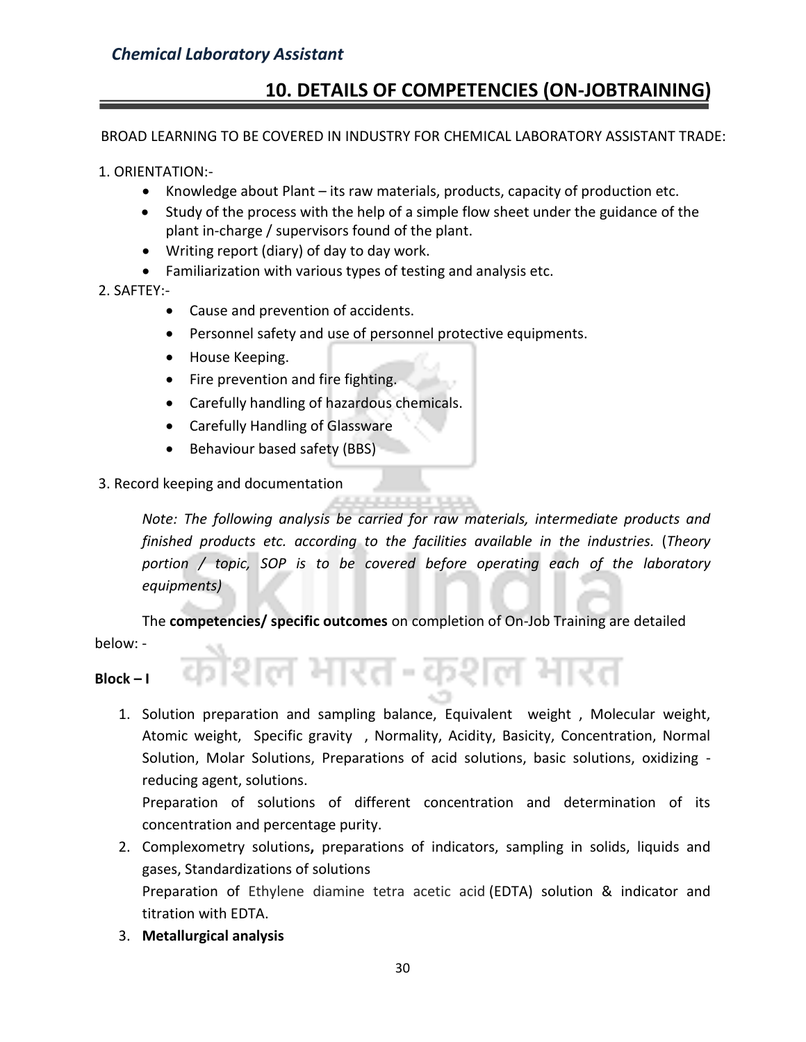## 10. DETAILS OF COMPETENCIES (ON-JOBTRAINING)

BROAD LEARNING TO BE COVERED IN INDUSTRY FOR CHEMICAL LABORATORY ASSISTANT TRADE:

1. ORIENTATION:-
   - Knowledge about Plant – its raw materials, products, capacity of production etc.
   - Study of the process with the help of a simple flow sheet under the guidance of the plant in-charge / supervisors found of the plant.
   - Writing report (diary) of day to day work.
   - Familiarization with various types of testing and analysis etc.
2. SAFTEY:-
   - Cause and prevention of accidents.
   - Personnel safety and use of personnel protective equipments.
   - House Keeping.
   - Fire prevention and fire fighting.
   - Carefully handling of hazardous chemicals.
   - Carefully Handling of Glassware
   - Behaviour based safety (BBS)
3. Record keeping and documentation

*Note: The following analysis be carried for raw materials, intermediate products and finished products etc. according to the facilities available in the industries.* (*Theory portion / topic, SOP is to be covered before operating each of the laboratory equipments)*

The **competencies/ specific outcomes** on completion of On-Job Training are detailed below: -

**Block – I**

1. Solution preparation and sampling balance, Equivalent weight , Molecular weight, Atomic weight, Specific gravity , Normality, Acidity, Basicity, Concentration, Normal Solution, Molar Solutions, Preparations of acid solutions, basic solutions, oxidizing - reducing agent, solutions.
   Preparation of solutions of different concentration and determination of its concentration and percentage purity.
2. Complexometry solutions**,** preparations of indicators, sampling in solids, liquids and gases, Standardizations of solutions
   Preparation of Ethylene diamine tetra acetic acid (EDTA) solution & indicator and titration with EDTA.
3. **Metallurgical analysis**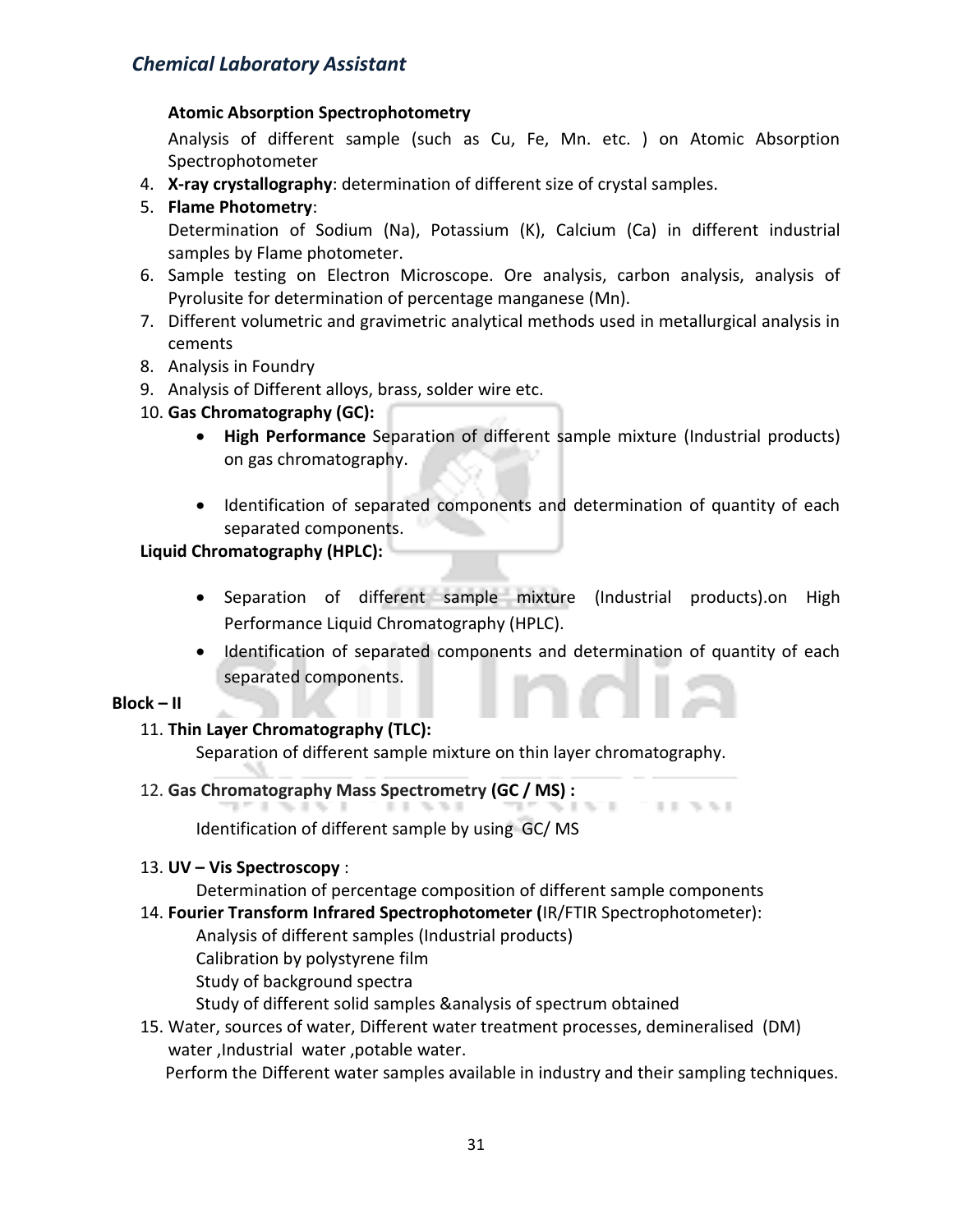**Atomic Absorption Spectrophotometry**

Analysis of different sample (such as Cu, Fe, Mn. etc. ) on Atomic Absorption Spectrophotometer

4. **X-ray crystallography**: determination of different size of crystal samples.
5. **Flame Photometry**:
   Determination of Sodium (Na), Potassium (K), Calcium (Ca) in different industrial samples by Flame photometer.
6. Sample testing on Electron Microscope. Ore analysis, carbon analysis, analysis of Pyrolusite for determination of percentage manganese (Mn).
7. Different volumetric and gravimetric analytical methods used in metallurgical analysis in cements
8. Analysis in Foundry
9. Analysis of Different alloys, brass, solder wire etc.
10. **Gas Chromatography (GC):**
    - **High Performance** Separation of different sample mixture (Industrial products) on gas chromatography.
    - Identification of separated components and determination of quantity of each separated components.

**Liquid Chromatography (HPLC):**

- Separation of different sample mixture (Industrial products).on High Performance Liquid Chromatography (HPLC).
- Identification of separated components and determination of quantity of each separated components.

**Block – II**

11. **Thin Layer Chromatography (TLC):**
    Separation of different sample mixture on thin layer chromatography.
12. **Gas Chromatography Mass Spectrometry (GC / MS) :**
    Identification of different sample by using GC/ MS
13. **UV – Vis Spectroscopy** :
    Determination of percentage composition of different sample components
14. **Fourier Transform Infrared Spectrophotometer (**IR/FTIR Spectrophotometer):
    Analysis of different samples (Industrial products)
    Calibration by polystyrene film
    Study of background spectra
    Study of different solid samples &analysis of spectrum obtained
15. Water, sources of water, Different water treatment processes, demineralised (DM) water ,Industrial water ,potable water.
    Perform the Different water samples available in industry and their sampling techniques.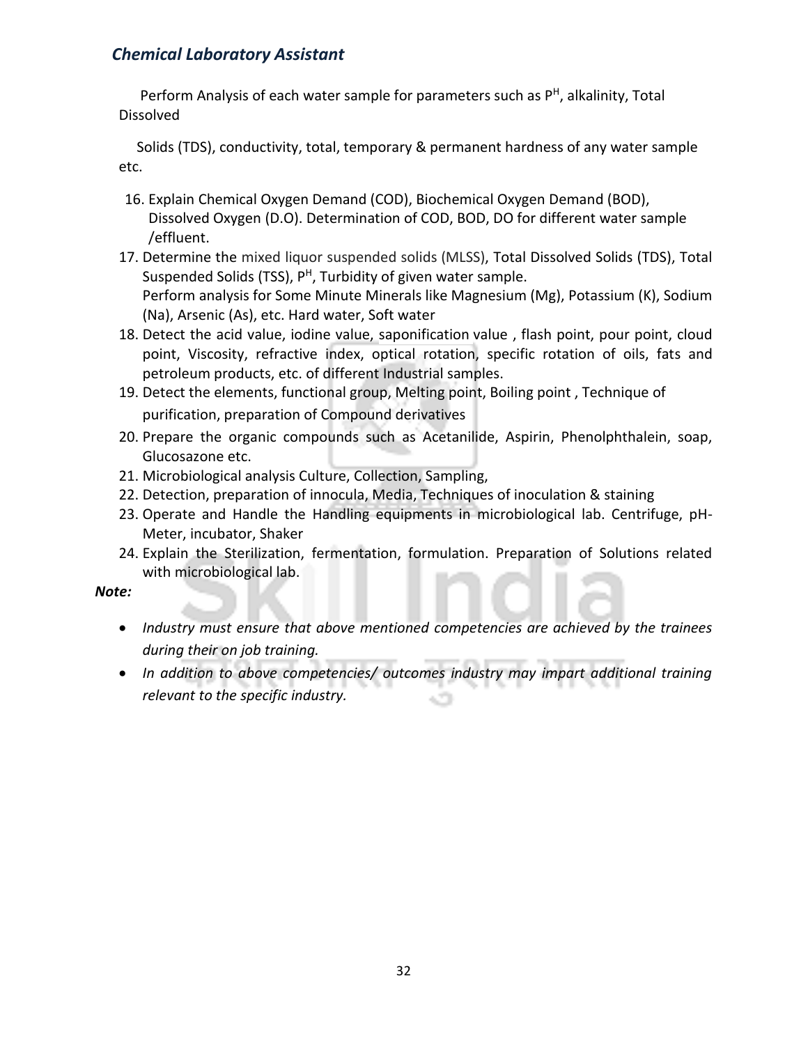Perform Analysis of each water sample for parameters such as $P^H$, alkalinity, Total Dissolved

Solids (TDS), conductivity, total, temporary & permanent hardness of any water sample etc.

16. Explain Chemical Oxygen Demand (COD), Biochemical Oxygen Demand (BOD), Dissolved Oxygen (D.O). Determination of COD, BOD, DO for different water sample /effluent.
17. Determine the mixed liquor suspended solids (MLSS), Total Dissolved Solids (TDS), Total Suspended Solids (TSS), $P^H$, Turbidity of given water sample.
    Perform analysis for Some Minute Minerals like Magnesium (Mg), Potassium (K), Sodium (Na), Arsenic (As), etc. Hard water, Soft water
18. Detect the acid value, iodine value, saponification value , flash point, pour point, cloud point, Viscosity, refractive index, optical rotation, specific rotation of oils, fats and petroleum products, etc. of different Industrial samples.
19. Detect the elements, functional group, Melting point, Boiling point , Technique of purification, preparation of Compound derivatives
20. Prepare the organic compounds such as Acetanilide, Aspirin, Phenolphthalein, soap, Glucosazone etc.
21. Microbiological analysis Culture, Collection, Sampling,
22. Detection, preparation of innocula, Media, Techniques of inoculation & staining
23. Operate and Handle the Handling equipments in microbiological lab. Centrifuge, pH-Meter, incubator, Shaker
24. Explain the Sterilization, fermentation, formulation. Preparation of Solutions related with microbiological lab.

***Note:***

- *Industry must ensure that above mentioned competencies are achieved by the trainees during their on job training.*
- *In addition to above competencies/ outcomes industry may impart additional training relevant to the specific industry.*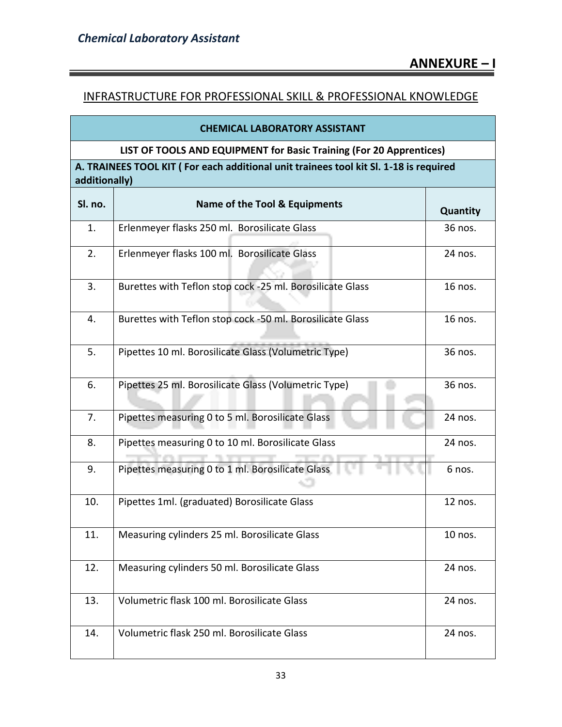## ANNEXURE – I

### INFRASTRUCTURE FOR PROFESSIONAL SKILL & PROFESSIONAL KNOWLEDGE

| CHEMICAL LABORATORY ASSISTANT | | |
|---|---|---|
| **LIST OF TOOLS AND EQUIPMENT for Basic Training (For 20 Apprentices)** | | |
| **A. TRAINEES TOOL KIT ( For each additional unit trainees tool kit Sl. 1-18 is required additionally)** | | |
| **Sl. no.** | **Name of the Tool & Equipments** | **Quantity** |
| 1. | Erlenmeyer flasks 250 ml. Borosilicate Glass | 36 nos. |
| 2. | Erlenmeyer flasks 100 ml. Borosilicate Glass | 24 nos. |
| 3. | Burettes with Teflon stop cock -25 ml. Borosilicate Glass | 16 nos. |
| 4. | Burettes with Teflon stop cock -50 ml. Borosilicate Glass | 16 nos. |
| 5. | Pipettes 10 ml. Borosilicate Glass (Volumetric Type) | 36 nos. |
| 6. | Pipettes 25 ml. Borosilicate Glass (Volumetric Type) | 36 nos. |
| 7. | Pipettes measuring 0 to 5 ml. Borosilicate Glass | 24 nos. |
| 8. | Pipettes measuring 0 to 10 ml. Borosilicate Glass | 24 nos. |
| 9. | Pipettes measuring 0 to 1 ml. Borosilicate Glass | 6 nos. |
| 10. | Pipettes 1ml. (graduated) Borosilicate Glass | 12 nos. |
| 11. | Measuring cylinders 25 ml. Borosilicate Glass | 10 nos. |
| 12. | Measuring cylinders 50 ml. Borosilicate Glass | 24 nos. |
| 13. | Volumetric flask 100 ml. Borosilicate Glass | 24 nos. |
| 14. | Volumetric flask 250 ml. Borosilicate Glass | 24 nos. |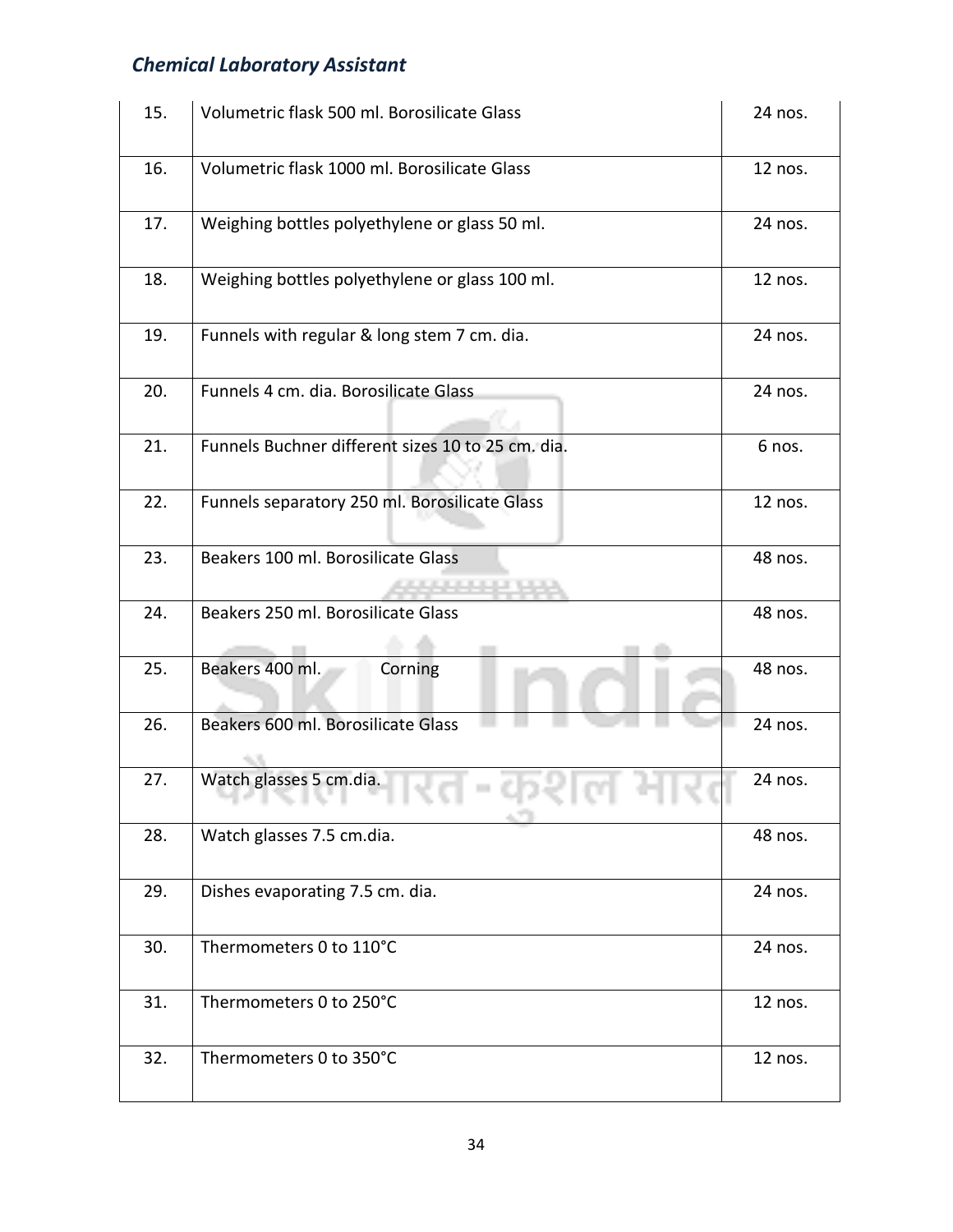| | | |
|---|---|---|
| 15. | Volumetric flask 500 ml. Borosilicate Glass | 24 nos. |
| 16. | Volumetric flask 1000 ml. Borosilicate Glass | 12 nos. |
| 17. | Weighing bottles polyethylene or glass 50 ml. | 24 nos. |
| 18. | Weighing bottles polyethylene or glass 100 ml. | 12 nos. |
| 19. | Funnels with regular & long stem 7 cm. dia. | 24 nos. |
| 20. | Funnels 4 cm. dia. Borosilicate Glass | 24 nos. |
| 21. | Funnels Buchner different sizes 10 to 25 cm. dia. | 6 nos. |
| 22. | Funnels separatory 250 ml. Borosilicate Glass | 12 nos. |
| 23. | Beakers 100 ml. Borosilicate Glass | 48 nos. |
| 24. | Beakers 250 ml. Borosilicate Glass | 48 nos. |
| 25. | Beakers 400 ml. Corning | 48 nos. |
| 26. | Beakers 600 ml. Borosilicate Glass | 24 nos. |
| 27. | Watch glasses 5 cm.dia. | 24 nos. |
| 28. | Watch glasses 7.5 cm.dia. | 48 nos. |
| 29. | Dishes evaporating 7.5 cm. dia. | 24 nos. |
| 30. | Thermometers 0 to 110°C | 24 nos. |
| 31. | Thermometers 0 to 250°C | 12 nos. |
| 32. | Thermometers 0 to 350°C | 12 nos. |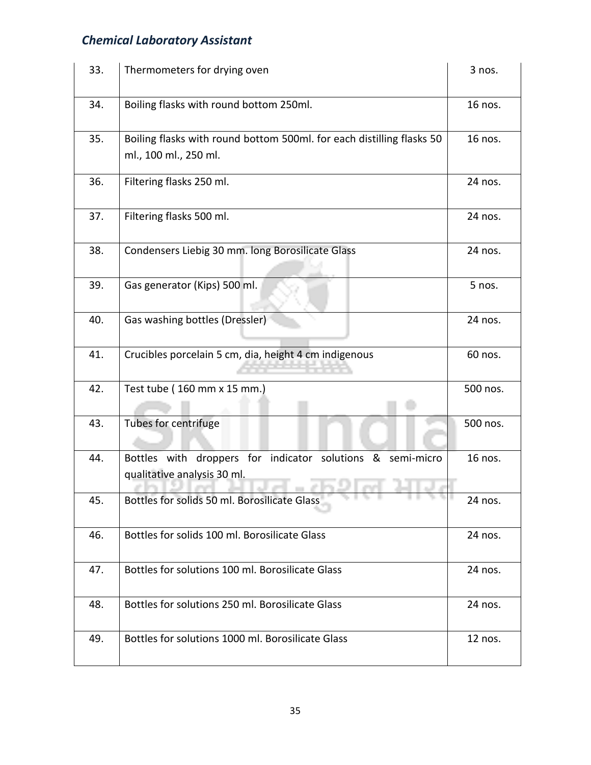| 33. | Thermometers for drying oven | 3 nos. |
|---|---|---|
| 34. | Boiling flasks with round bottom 250ml. | 16 nos. |
| 35. | Boiling flasks with round bottom 500ml. for each distilling flasks 50 ml., 100 ml., 250 ml. | 16 nos. |
| 36. | Filtering flasks 250 ml. | 24 nos. |
| 37. | Filtering flasks 500 ml. | 24 nos. |
| 38. | Condensers Liebig 30 mm. long Borosilicate Glass | 24 nos. |
| 39. | Gas generator (Kips) 500 ml. | 5 nos. |
| 40. | Gas washing bottles (Dressler) | 24 nos. |
| 41. | Crucibles porcelain 5 cm, dia, height 4 cm indigenous | 60 nos. |
| 42. | Test tube ( 160 mm x 15 mm.) | 500 nos. |
| 43. | Tubes for centrifuge | 500 nos. |
| 44. | Bottles with droppers for indicator solutions & semi-micro qualitative analysis 30 ml. | 16 nos. |
| 45. | Bottles for solids 50 ml. Borosilicate Glass | 24 nos. |
| 46. | Bottles for solids 100 ml. Borosilicate Glass | 24 nos. |
| 47. | Bottles for solutions 100 ml. Borosilicate Glass | 24 nos. |
| 48. | Bottles for solutions 250 ml. Borosilicate Glass | 24 nos. |
| 49. | Bottles for solutions 1000 ml. Borosilicate Glass | 12 nos. |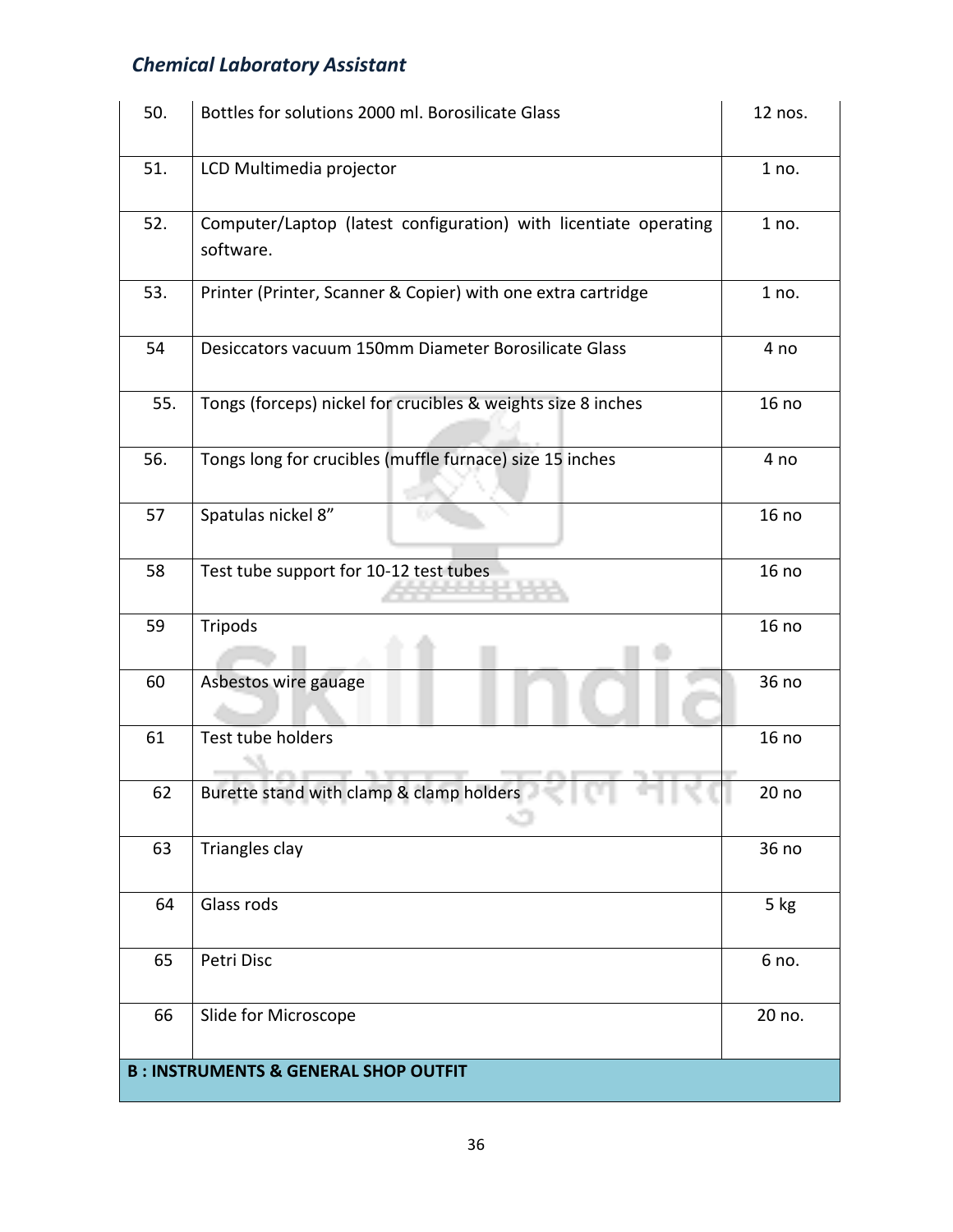| | | |
|---|---|---|
| 50. | Bottles for solutions 2000 ml. Borosilicate Glass | 12 nos. |
| 51. | LCD Multimedia projector | 1 no. |
| 52. | Computer/Laptop (latest configuration) with licentiate operating software. | 1 no. |
| 53. | Printer (Printer, Scanner & Copier) with one extra cartridge | 1 no. |
| 54 | Desiccators vacuum 150mm Diameter Borosilicate Glass | 4 no |
| 55. | Tongs (forceps) nickel for crucibles & weights size 8 inches | 16 no |
| 56. | Tongs long for crucibles (muffle furnace) size 15 inches | 4 no |
| 57 | Spatulas nickel 8" | 16 no |
| 58 | Test tube support for 10-12 test tubes | 16 no |
| 59 | Tripods | 16 no |
| 60 | Asbestos wire gauage | 36 no |
| 61 | Test tube holders | 16 no |
| 62 | Burette stand with clamp & clamp holders | 20 no |
| 63 | Triangles clay | 36 no |
| 64 | Glass rods | 5 kg |
| 65 | Petri Disc | 6 no. |
| 66 | Slide for Microscope | 20 no. |
| **B : INSTRUMENTS & GENERAL SHOP OUTFIT** | | |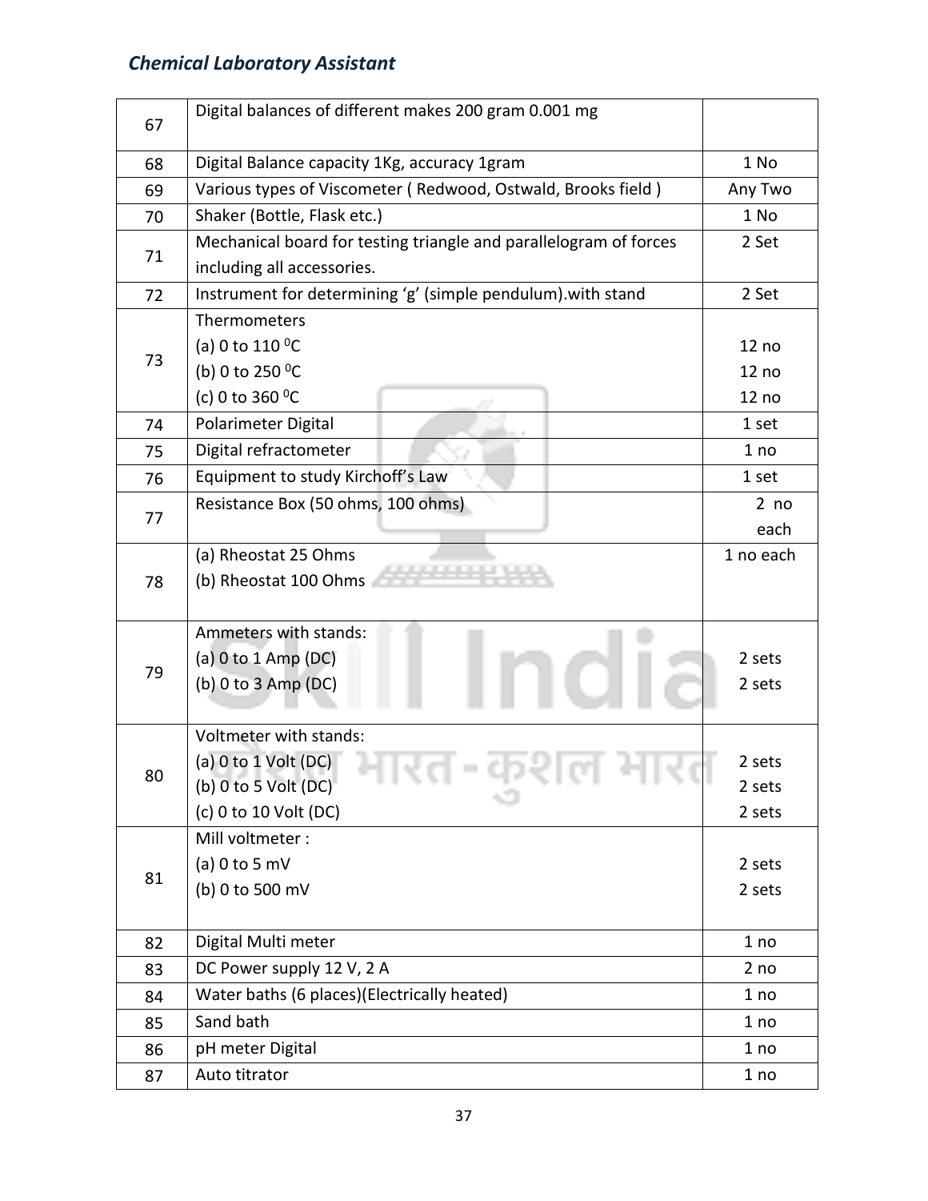| | | |
|---|---|---|
| 67 | Digital balances of different makes 200 gram 0.001 mg | |
| 68 | Digital Balance capacity 1Kg, accuracy 1gram | 1 No |
| 69 | Various types of Viscometer ( Redwood, Ostwald, Brooks field ) | Any Two |
| 70 | Shaker (Bottle, Flask etc.) | 1 No |
| 71 | Mechanical board for testing triangle and parallelogram of forces including all accessories. | 2 Set |
| 72 | Instrument for determining ‘g’ (simple pendulum).with stand | 2 Set |
| 73 | Thermometers<br>(a) 0 to 110 $^0$C<br>(b) 0 to 250 $^0$C<br>(c) 0 to 360 $^0$C | <br>12 no<br>12 no<br>12 no |
| 74 | Polarimeter Digital | 1 set |
| 75 | Digital refractometer | 1 no |
| 76 | Equipment to study Kirchoff’s Law | 1 set |
| 77 | Resistance Box (50 ohms, 100 ohms) | 2 no each |
| 78 | (a) Rheostat 25 Ohms<br>(b) Rheostat 100 Ohms | 1 no each |
| 79 | Ammeters with stands:<br>(a) 0 to 1 Amp (DC)<br>(b) 0 to 3 Amp (DC) | <br>2 sets<br>2 sets |
| 80 | Voltmeter with stands:<br>(a) 0 to 1 Volt (DC)<br>(b) 0 to 5 Volt (DC)<br>(c) 0 to 10 Volt (DC) | <br>2 sets<br>2 sets<br>2 sets |
| 81 | Mill voltmeter :<br>(a) 0 to 5 mV<br>(b) 0 to 500 mV | <br>2 sets<br>2 sets |
| 82 | Digital Multi meter | 1 no |
| 83 | DC Power supply 12 V, 2 A | 2 no |
| 84 | Water baths (6 places)(Electrically heated) | 1 no |
| 85 | Sand bath | 1 no |
| 86 | pH meter Digital | 1 no |
| 87 | Auto titrator | 1 no |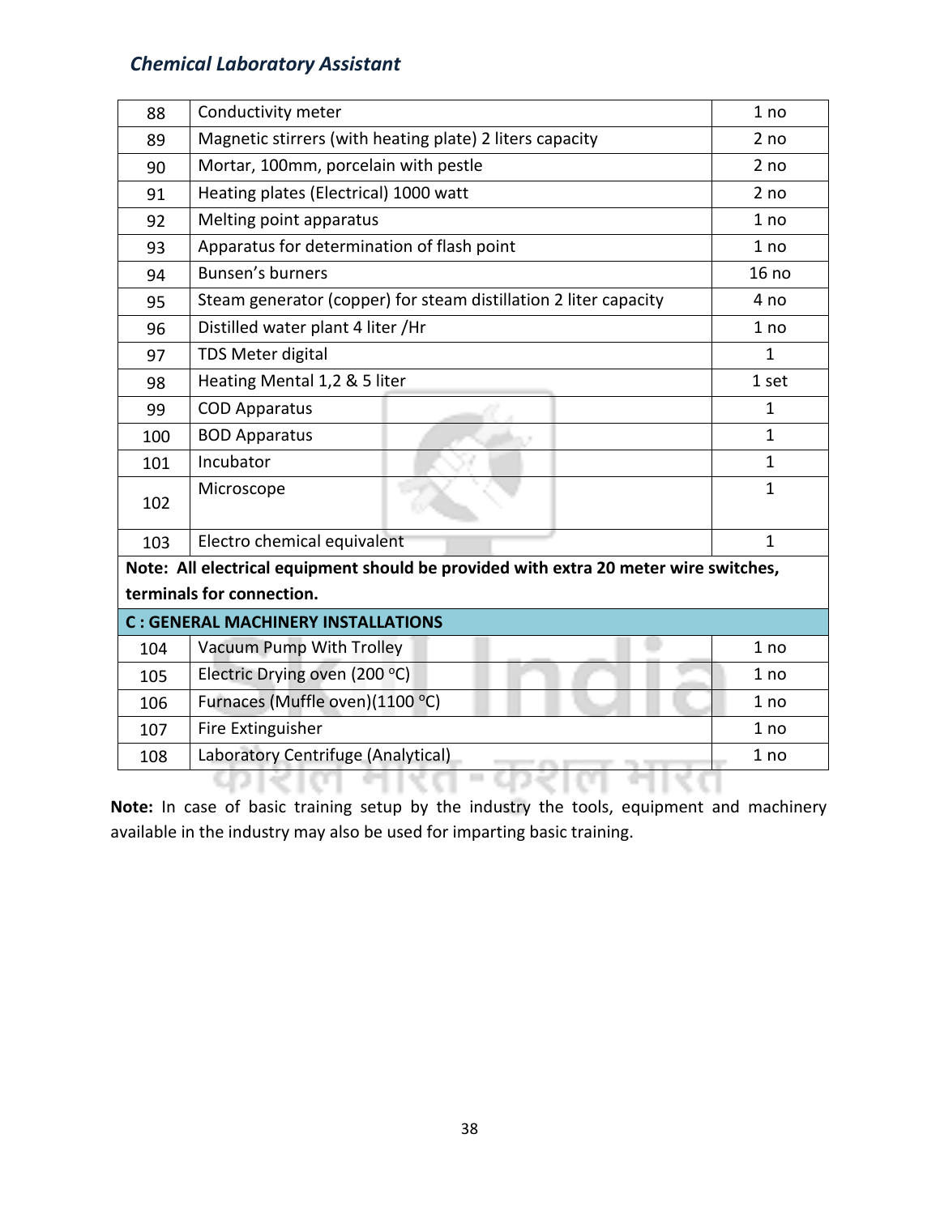| | | |
|---|---|---|
| 88 | Conductivity meter | 1 no |
| 89 | Magnetic stirrers (with heating plate) 2 liters capacity | 2 no |
| 90 | Mortar, 100mm, porcelain with pestle | 2 no |
| 91 | Heating plates (Electrical) 1000 watt | 2 no |
| 92 | Melting point apparatus | 1 no |
| 93 | Apparatus for determination of flash point | 1 no |
| 94 | Bunsen's burners | 16 no |
| 95 | Steam generator (copper) for steam distillation 2 liter capacity | 4 no |
| 96 | Distilled water plant 4 liter /Hr | 1 no |
| 97 | TDS Meter digital | 1 |
| 98 | Heating Mental 1,2 & 5 liter | 1 set |
| 99 | COD Apparatus | 1 |
| 100 | BOD Apparatus | 1 |
| 101 | Incubator | 1 |
| 102 | Microscope | 1 |
| 103 | Electro chemical equivalent | 1 |
| **Note: All electrical equipment should be provided with extra 20 meter wire switches, terminals for connection.** | | |
| **C : GENERAL MACHINERY INSTALLATIONS** | | |
| 104 | Vacuum Pump With Trolley | 1 no |
| 105 | Electric Drying oven (200 °C) | 1 no |
| 106 | Furnaces (Muffle oven)(1100 °C) | 1 no |
| 107 | Fire Extinguisher | 1 no |
| 108 | Laboratory Centrifuge (Analytical) | 1 no |

**Note:** In case of basic training setup by the industry the tools, equipment and machinery available in the industry may also be used for imparting basic training.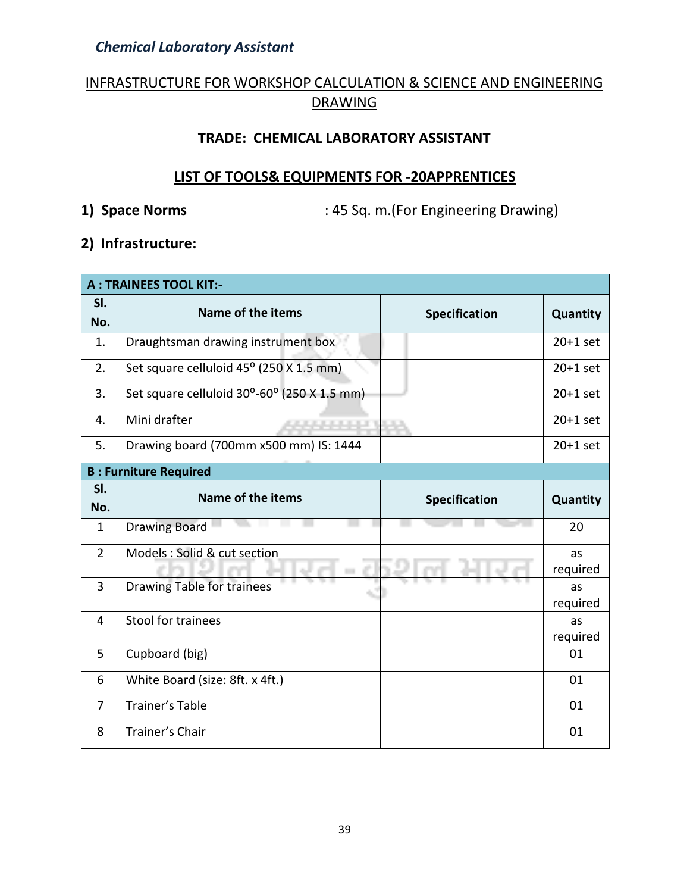*Chemical Laboratory Assistant*

## INFRASTRUCTURE FOR WORKSHOP CALCULATION & SCIENCE AND ENGINEERING DRAWING

### TRADE: CHEMICAL LABORATORY ASSISTANT

### LIST OF TOOLS& EQUIPMENTS FOR -20APPRENTICES

**1) Space Norms** : 45 Sq. m.(For Engineering Drawing)

**2) Infrastructure:**

| **A : TRAINEES TOOL KIT:-** | | | |
|---|---|---|---|
| **Sl. No.** | **Name of the items** | **Specification** | **Quantity** |
| 1. | Draughtsman drawing instrument box | | 20+1 set |
| 2. | Set square celluloid $45^{o}$ (250 X 1.5 mm) | | 20+1 set |
| 3. | Set square celluloid $30^{o}$-$60^{o}$ (250 X 1.5 mm) | | 20+1 set |
| 4. | Mini drafter | | 20+1 set |
| 5. | Drawing board (700mm x500 mm) IS: 1444 | | 20+1 set |
| **B : Furniture Required** | | | |
| **Sl. No.** | **Name of the items** | **Specification** | **Quantity** |
| 1 | Drawing Board | | 20 |
| 2 | Models : Solid & cut section | | as required |
| 3 | Drawing Table for trainees | | as required |
| 4 | Stool for trainees | | as required |
| 5 | Cupboard (big) | | 01 |
| 6 | White Board (size: 8ft. x 4ft.) | | 01 |
| 7 | Trainer's Table | | 01 |
| 8 | Trainer's Chair | | 01 |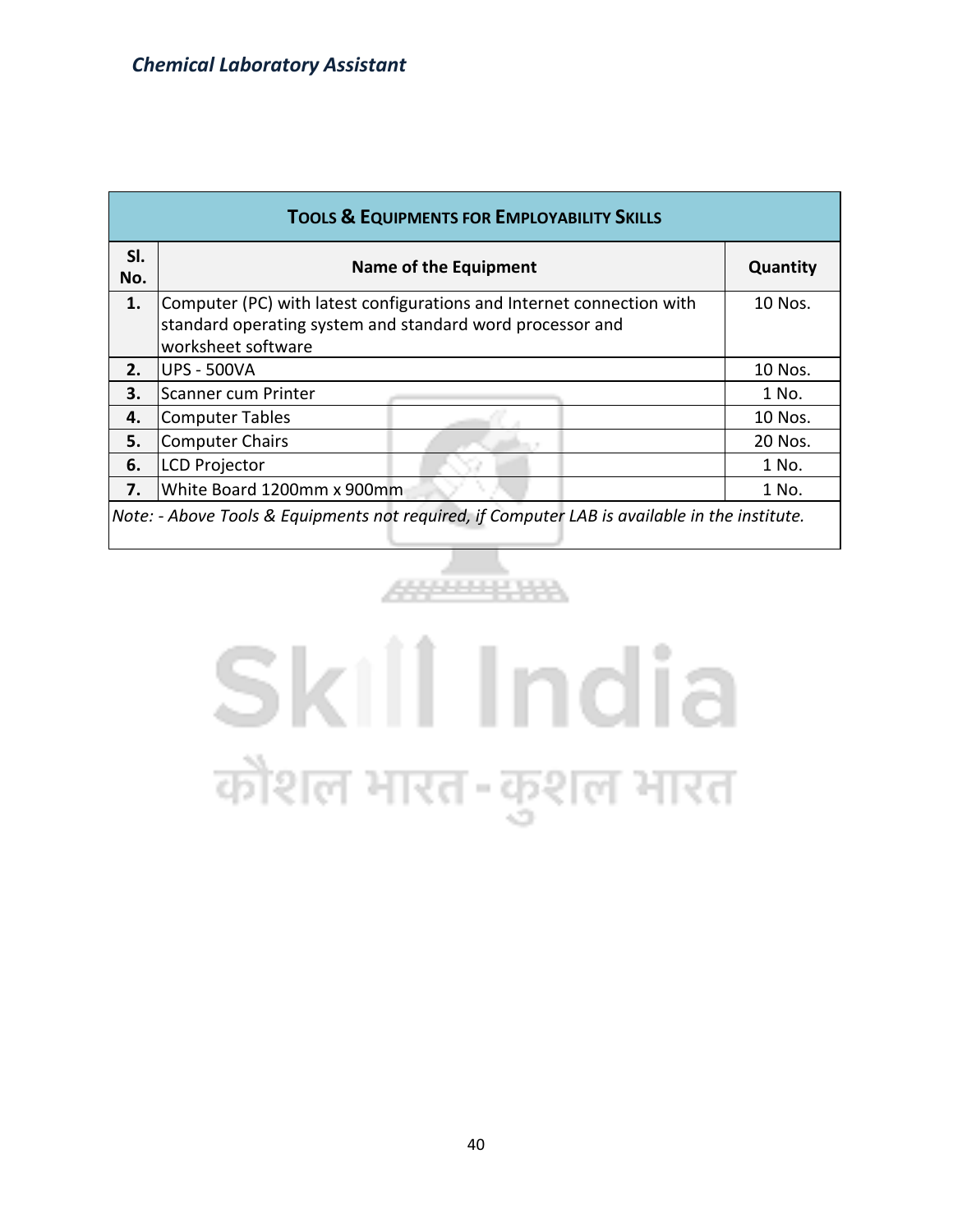| Tools & Equipments for Employability Skills | | |
|---|---|---|
| **Sl. No.** | **Name of the Equipment** | **Quantity** |
| **1.** | Computer (PC) with latest configurations and Internet connection with standard operating system and standard word processor and worksheet software | 10 Nos. |
| **2.** | UPS - 500VA | 10 Nos. |
| **3.** | Scanner cum Printer | 1 No. |
| **4.** | Computer Tables | 10 Nos. |
| **5.** | Computer Chairs | 20 Nos. |
| **6.** | LCD Projector | 1 No. |
| **7.** | White Board 1200mm x 900mm | 1 No. |

*Note: - Above Tools & Equipments not required, if Computer LAB is available in the institute.*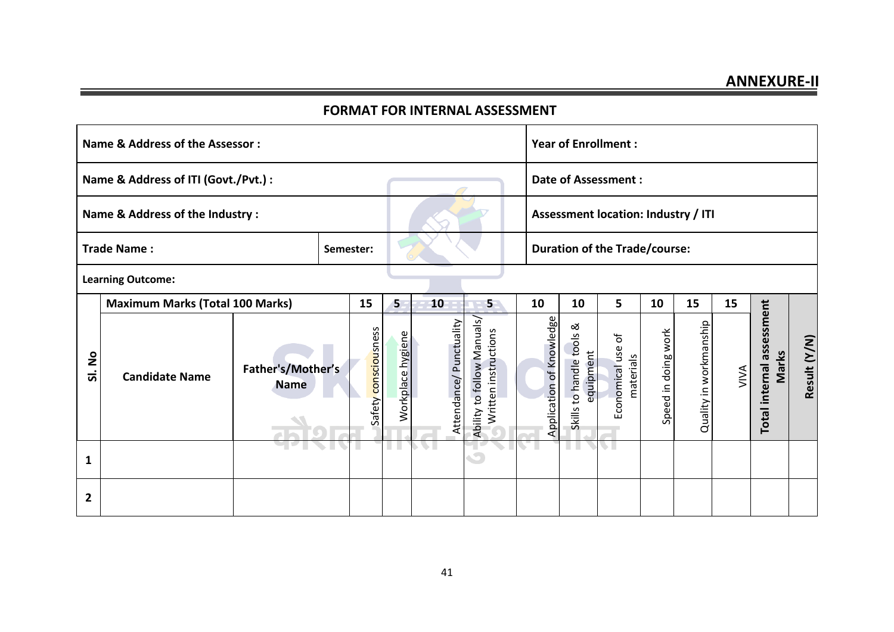## ANNEXURE-II

### FORMAT FOR INTERNAL ASSESSMENT

| | |
|---|---|
| **Name & Address of the Assessor :** | **Year of Enrollment :** |
| **Name & Address of ITI (Govt./Pvt.) :** | **Date of Assessment :** |
| **Name & Address of the Industry :** | **Assessment location: Industry / ITI** |
| **Trade Name :** **Semester:** | **Duration of the Trade/course:** |
| **Learning Outcome:** | |

| Sl. No | Candidate Name | Father's/Mother's Name | Safety consciousness | Workplace hygiene | Attendance/ Punctuality | Ability to follow Manuals/ Written instructions | Application of Knowledge | Skills to handle tools & equipment | Economical use of materials | Speed in doing work | Quality in workmanship | VIVA | Total internal assessment Marks | Result (Y/N) |
|---|---|---|---|---|---|---|---|---|---|---|---|---|---|---|
| | **Maximum Marks (Total 100 Marks)** | | 15 | 5 | 10 | 5 | 10 | 10 | 5 | 10 | 15 | 15 | | |
| 1 | | | | | | | | | | | | | | |
| 2 | | | | | | | | | | | | | | |